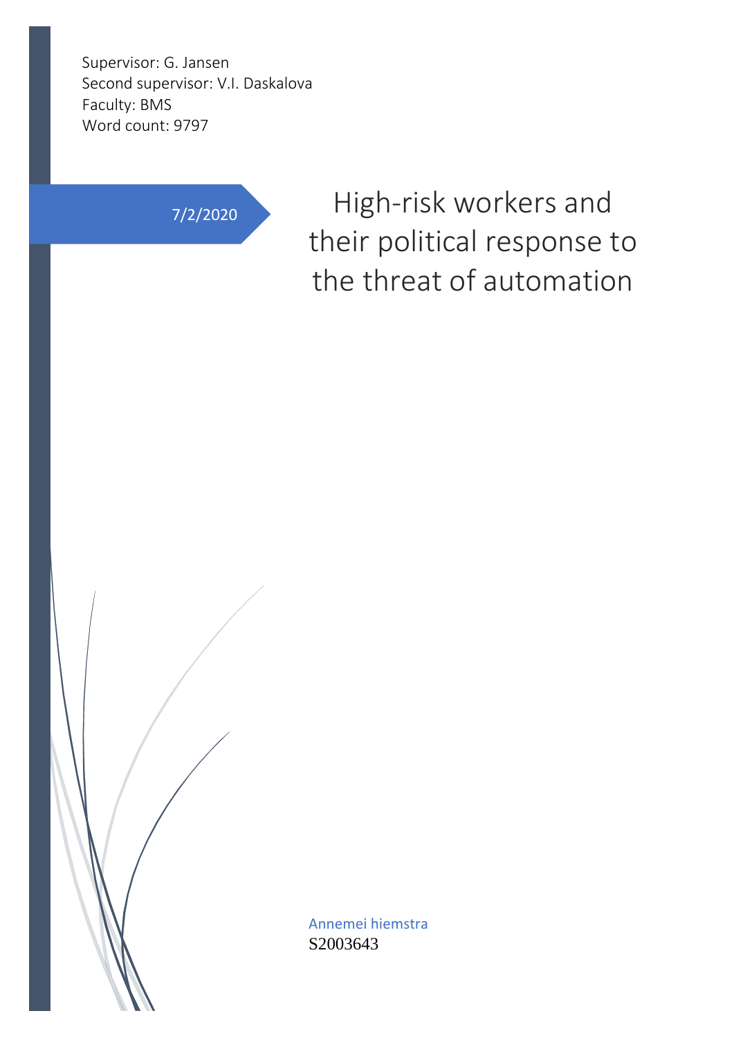Supervisor: G. Jansen
Second supervisor: V.I. Daskalova
Faculty: BMS
Word count: 9797

7/2/2020

# High-risk workers and their political response to the threat of automation

Annemei hiemstra
S2003643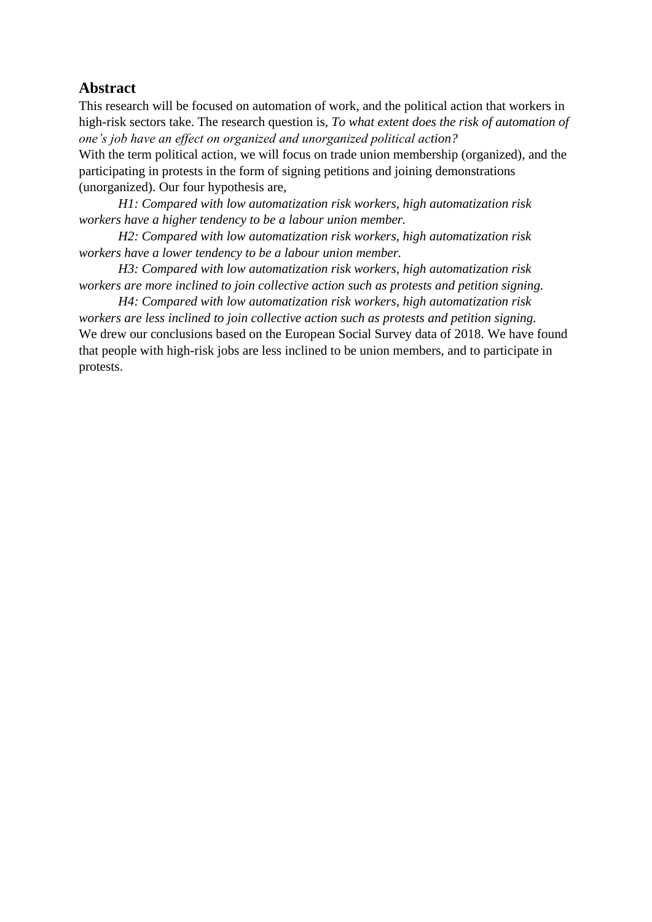## Abstract

This research will be focused on automation of work, and the political action that workers in high-risk sectors take. The research question is, *To what extent does the risk of automation of one's job have an effect on organized and unorganized political action?*
With the term political action, we will focus on trade union membership (organized), and the participating in protests in the form of signing petitions and joining demonstrations (unorganized). Our four hypothesis are,

*H1: Compared with low automatization risk workers, high automatization risk workers have a higher tendency to be a labour union member.*

*H2: Compared with low automatization risk workers, high automatization risk workers have a lower tendency to be a labour union member.*

*H3: Compared with low automatization risk workers, high automatization risk workers are more inclined to join collective action such as protests and petition signing.*

*H4: Compared with low automatization risk workers, high automatization risk workers are less inclined to join collective action such as protests and petition signing.*

We drew our conclusions based on the European Social Survey data of 2018. We have found that people with high-risk jobs are less inclined to be union members, and to participate in protests.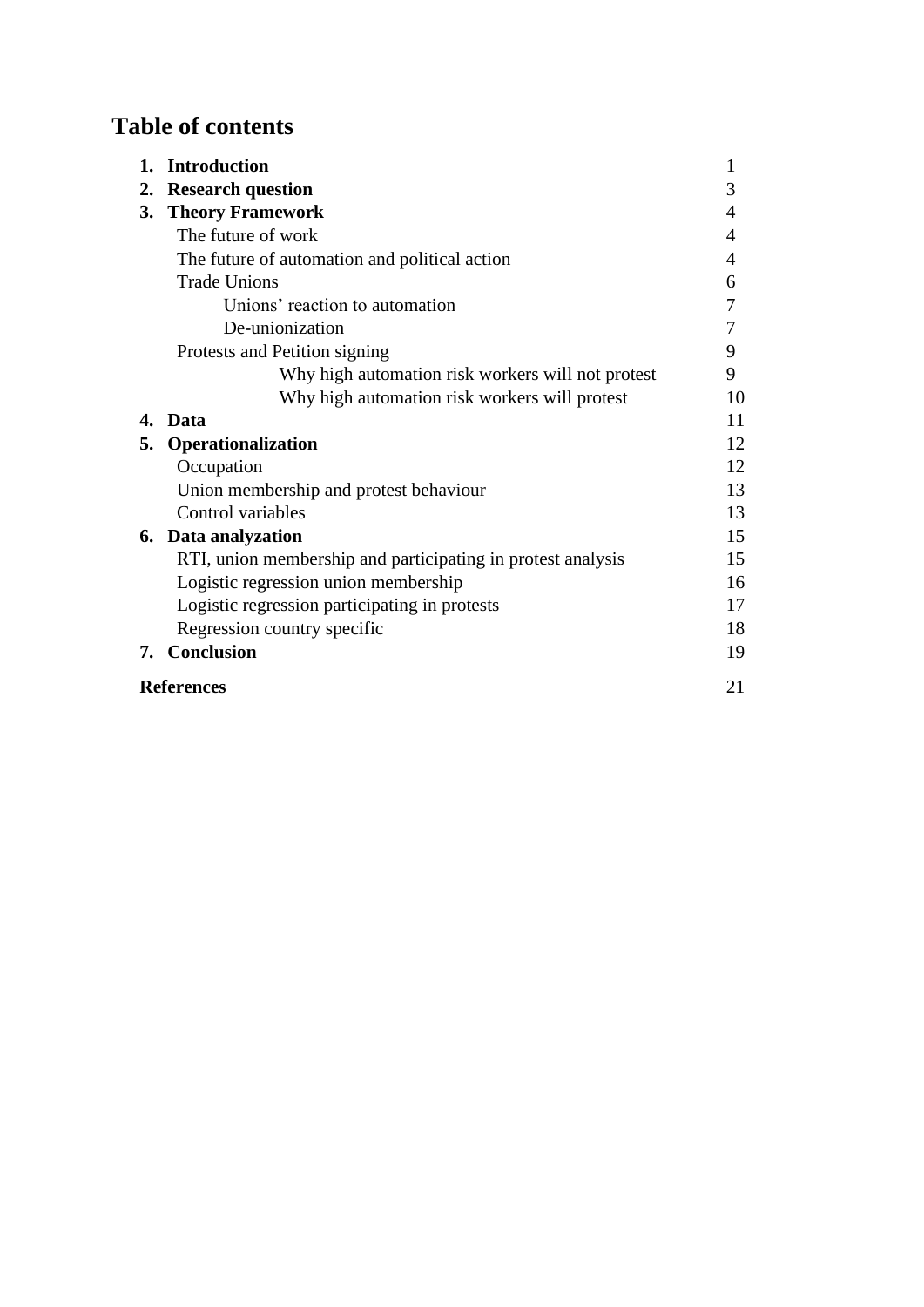# Table of contents

| | |
|---|---|
| **1. Introduction** | 1 |
| **2. Research question** | 3 |
| **3. Theory Framework** | 4 |
| The future of work | 4 |
| The future of automation and political action | 4 |
| Trade Unions | 6 |
| Unions' reaction to automation | 7 |
| De-unionization | 7 |
| Protests and Petition signing | 9 |
| Why high automation risk workers will not protest | 9 |
| Why high automation risk workers will protest | 10 |
| **4. Data** | 11 |
| **5. Operationalization** | 12 |
| Occupation | 12 |
| Union membership and protest behaviour | 13 |
| Control variables | 13 |
| **6. Data analyzation** | 15 |
| RTI, union membership and participating in protest analysis | 15 |
| Logistic regression union membership | 16 |
| Logistic regression participating in protests | 17 |
| Regression country specific | 18 |
| **7. Conclusion** | 19 |
| **References** | 21 |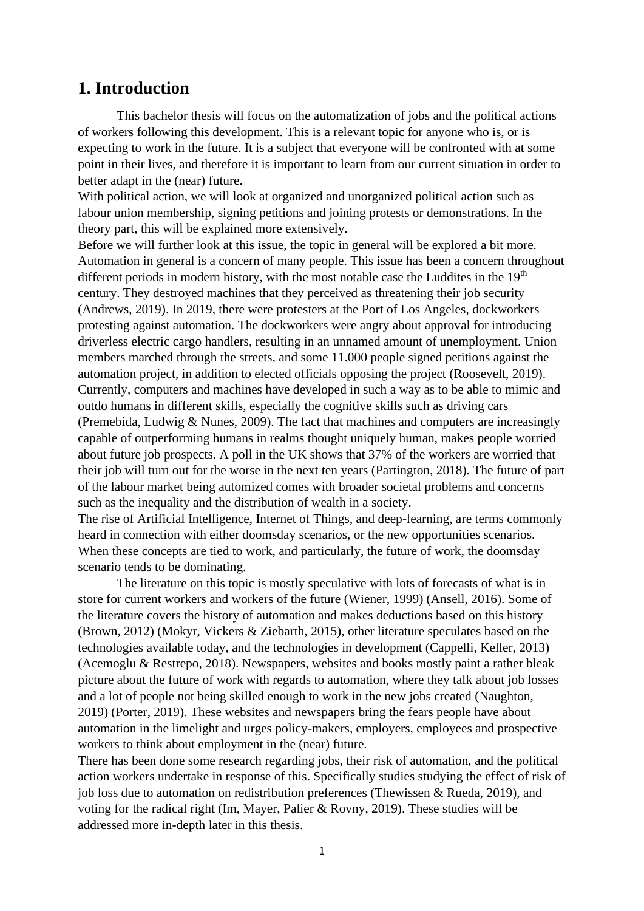# 1. Introduction

This bachelor thesis will focus on the automatization of jobs and the political actions of workers following this development. This is a relevant topic for anyone who is, or is expecting to work in the future. It is a subject that everyone will be confronted with at some point in their lives, and therefore it is important to learn from our current situation in order to better adapt in the (near) future.

With political action, we will look at organized and unorganized political action such as labour union membership, signing petitions and joining protests or demonstrations. In the theory part, this will be explained more extensively.

Before we will further look at this issue, the topic in general will be explored a bit more. Automation in general is a concern of many people. This issue has been a concern throughout different periods in modern history, with the most notable case the Luddites in the 19th century. They destroyed machines that they perceived as threatening their job security (Andrews, 2019). In 2019, there were protesters at the Port of Los Angeles, dockworkers protesting against automation. The dockworkers were angry about approval for introducing driverless electric cargo handlers, resulting in an unnamed amount of unemployment. Union members marched through the streets, and some 11.000 people signed petitions against the automation project, in addition to elected officials opposing the project (Roosevelt, 2019). Currently, computers and machines have developed in such a way as to be able to mimic and outdo humans in different skills, especially the cognitive skills such as driving cars (Premebida, Ludwig & Nunes, 2009). The fact that machines and computers are increasingly capable of outperforming humans in realms thought uniquely human, makes people worried about future job prospects. A poll in the UK shows that 37% of the workers are worried that their job will turn out for the worse in the next ten years (Partington, 2018). The future of part of the labour market being automized comes with broader societal problems and concerns such as the inequality and the distribution of wealth in a society.

The rise of Artificial Intelligence, Internet of Things, and deep-learning, are terms commonly heard in connection with either doomsday scenarios, or the new opportunities scenarios. When these concepts are tied to work, and particularly, the future of work, the doomsday scenario tends to be dominating.

The literature on this topic is mostly speculative with lots of forecasts of what is in store for current workers and workers of the future (Wiener, 1999) (Ansell, 2016). Some of the literature covers the history of automation and makes deductions based on this history (Brown, 2012) (Mokyr, Vickers & Ziebarth, 2015), other literature speculates based on the technologies available today, and the technologies in development (Cappelli, Keller, 2013) (Acemoglu & Restrepo, 2018). Newspapers, websites and books mostly paint a rather bleak picture about the future of work with regards to automation, where they talk about job losses and a lot of people not being skilled enough to work in the new jobs created (Naughton, 2019) (Porter, 2019). These websites and newspapers bring the fears people have about automation in the limelight and urges policy-makers, employers, employees and prospective workers to think about employment in the (near) future.

There has been done some research regarding jobs, their risk of automation, and the political action workers undertake in response of this. Specifically studies studying the effect of risk of job loss due to automation on redistribution preferences (Thewissen & Rueda, 2019), and voting for the radical right (Im, Mayer, Palier & Rovny, 2019). These studies will be addressed more in-depth later in this thesis.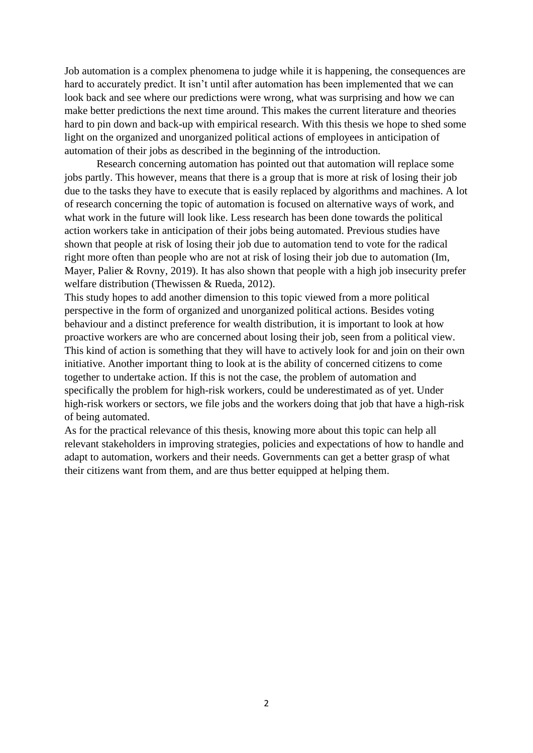Job automation is a complex phenomena to judge while it is happening, the consequences are hard to accurately predict. It isn't until after automation has been implemented that we can look back and see where our predictions were wrong, what was surprising and how we can make better predictions the next time around. This makes the current literature and theories hard to pin down and back-up with empirical research. With this thesis we hope to shed some light on the organized and unorganized political actions of employees in anticipation of automation of their jobs as described in the beginning of the introduction.

Research concerning automation has pointed out that automation will replace some jobs partly. This however, means that there is a group that is more at risk of losing their job due to the tasks they have to execute that is easily replaced by algorithms and machines. A lot of research concerning the topic of automation is focused on alternative ways of work, and what work in the future will look like. Less research has been done towards the political action workers take in anticipation of their jobs being automated. Previous studies have shown that people at risk of losing their job due to automation tend to vote for the radical right more often than people who are not at risk of losing their job due to automation (Im, Mayer, Palier & Rovny, 2019). It has also shown that people with a high job insecurity prefer welfare distribution (Thewissen & Rueda, 2012).

This study hopes to add another dimension to this topic viewed from a more political perspective in the form of organized and unorganized political actions. Besides voting behaviour and a distinct preference for wealth distribution, it is important to look at how proactive workers are who are concerned about losing their job, seen from a political view. This kind of action is something that they will have to actively look for and join on their own initiative. Another important thing to look at is the ability of concerned citizens to come together to undertake action. If this is not the case, the problem of automation and specifically the problem for high-risk workers, could be underestimated as of yet. Under high-risk workers or sectors, we file jobs and the workers doing that job that have a high-risk of being automated.

As for the practical relevance of this thesis, knowing more about this topic can help all relevant stakeholders in improving strategies, policies and expectations of how to handle and adapt to automation, workers and their needs. Governments can get a better grasp of what their citizens want from them, and are thus better equipped at helping them.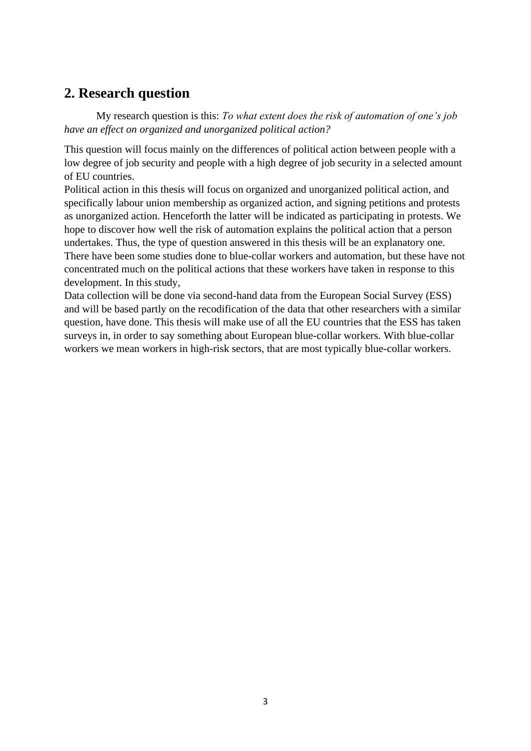## 2. Research question

My research question is this: *To what extent does the risk of automation of one's job have an effect on organized and unorganized political action?*

This question will focus mainly on the differences of political action between people with a low degree of job security and people with a high degree of job security in a selected amount of EU countries.

Political action in this thesis will focus on organized and unorganized political action, and specifically labour union membership as organized action, and signing petitions and protests as unorganized action. Henceforth the latter will be indicated as participating in protests. We hope to discover how well the risk of automation explains the political action that a person undertakes. Thus, the type of question answered in this thesis will be an explanatory one. There have been some studies done to blue-collar workers and automation, but these have not concentrated much on the political actions that these workers have taken in response to this development. In this study,

Data collection will be done via second-hand data from the European Social Survey (ESS) and will be based partly on the recodification of the data that other researchers with a similar question, have done. This thesis will make use of all the EU countries that the ESS has taken surveys in, in order to say something about European blue-collar workers. With blue-collar workers we mean workers in high-risk sectors, that are most typically blue-collar workers.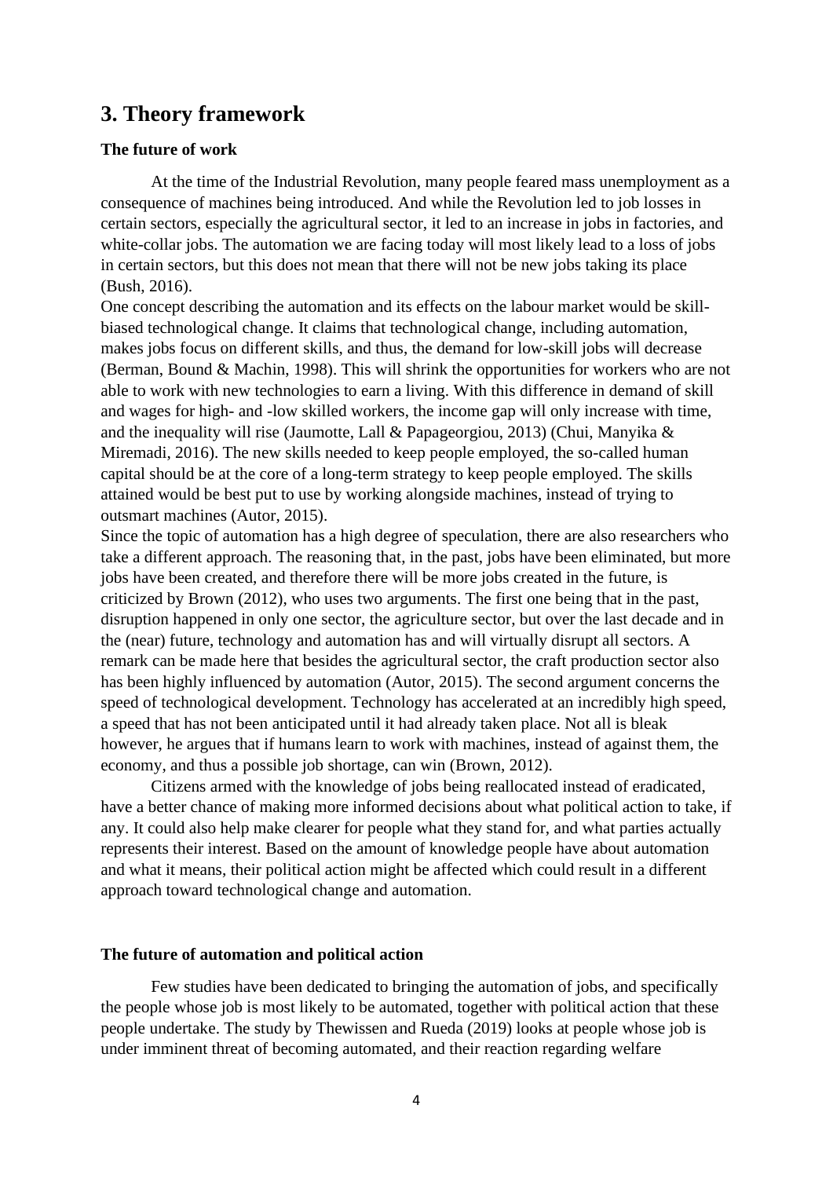## 3. Theory framework

### The future of work

At the time of the Industrial Revolution, many people feared mass unemployment as a consequence of machines being introduced. And while the Revolution led to job losses in certain sectors, especially the agricultural sector, it led to an increase in jobs in factories, and white-collar jobs. The automation we are facing today will most likely lead to a loss of jobs in certain sectors, but this does not mean that there will not be new jobs taking its place (Bush, 2016).

One concept describing the automation and its effects on the labour market would be skill-biased technological change. It claims that technological change, including automation, makes jobs focus on different skills, and thus, the demand for low-skill jobs will decrease (Berman, Bound & Machin, 1998). This will shrink the opportunities for workers who are not able to work with new technologies to earn a living. With this difference in demand of skill and wages for high- and -low skilled workers, the income gap will only increase with time, and the inequality will rise (Jaumotte, Lall & Papageorgiou, 2013) (Chui, Manyika & Miremadi, 2016). The new skills needed to keep people employed, the so-called human capital should be at the core of a long-term strategy to keep people employed. The skills attained would be best put to use by working alongside machines, instead of trying to outsmart machines (Autor, 2015).

Since the topic of automation has a high degree of speculation, there are also researchers who take a different approach. The reasoning that, in the past, jobs have been eliminated, but more jobs have been created, and therefore there will be more jobs created in the future, is criticized by Brown (2012), who uses two arguments. The first one being that in the past, disruption happened in only one sector, the agriculture sector, but over the last decade and in the (near) future, technology and automation has and will virtually disrupt all sectors. A remark can be made here that besides the agricultural sector, the craft production sector also has been highly influenced by automation (Autor, 2015). The second argument concerns the speed of technological development. Technology has accelerated at an incredibly high speed, a speed that has not been anticipated until it had already taken place. Not all is bleak however, he argues that if humans learn to work with machines, instead of against them, the economy, and thus a possible job shortage, can win (Brown, 2012).

Citizens armed with the knowledge of jobs being reallocated instead of eradicated, have a better chance of making more informed decisions about what political action to take, if any. It could also help make clearer for people what they stand for, and what parties actually represents their interest. Based on the amount of knowledge people have about automation and what it means, their political action might be affected which could result in a different approach toward technological change and automation.

### The future of automation and political action

Few studies have been dedicated to bringing the automation of jobs, and specifically the people whose job is most likely to be automated, together with political action that these people undertake. The study by Thewissen and Rueda (2019) looks at people whose job is under imminent threat of becoming automated, and their reaction regarding welfare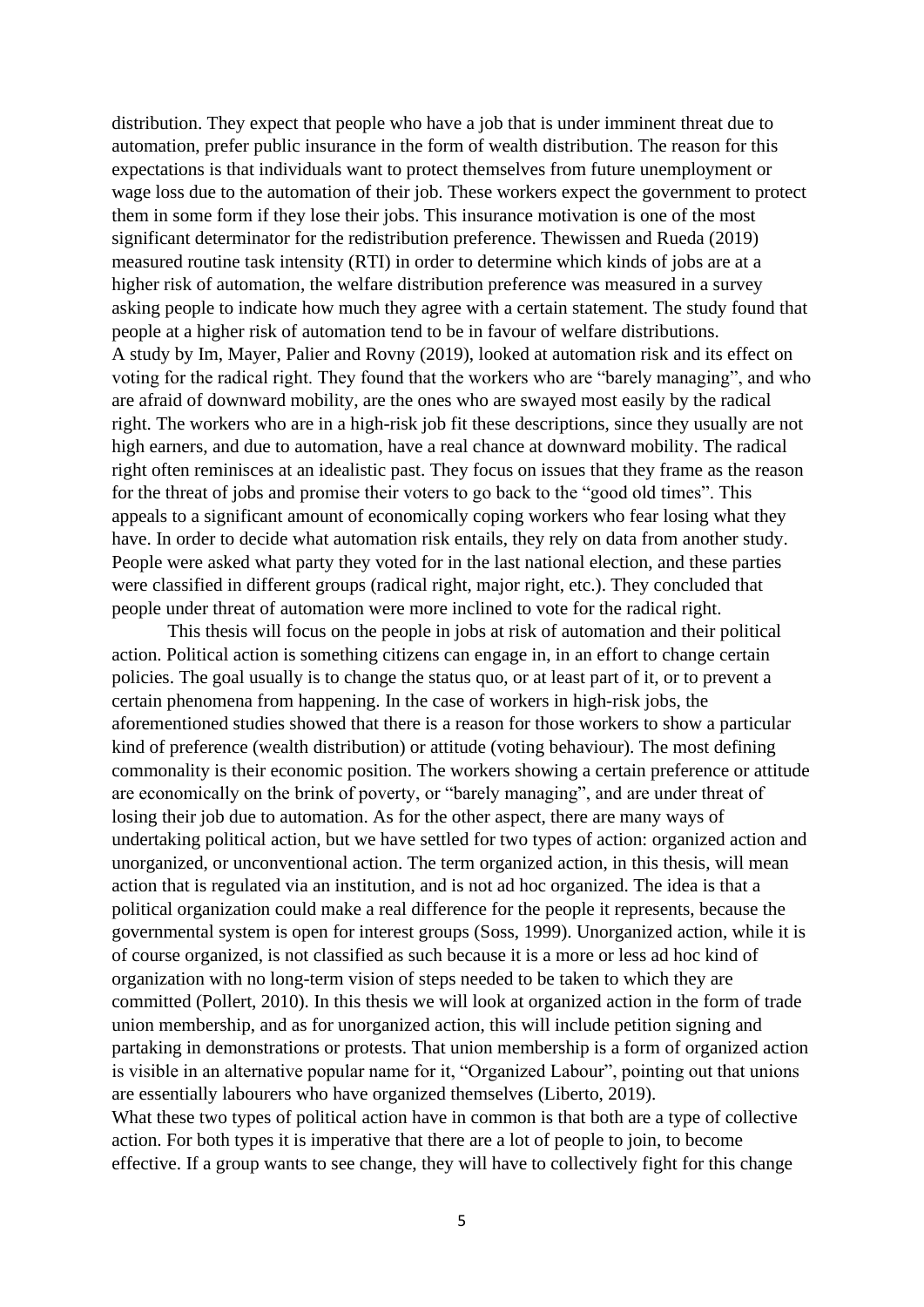distribution. They expect that people who have a job that is under imminent threat due to automation, prefer public insurance in the form of wealth distribution. The reason for this expectations is that individuals want to protect themselves from future unemployment or wage loss due to the automation of their job. These workers expect the government to protect them in some form if they lose their jobs. This insurance motivation is one of the most significant determinator for the redistribution preference. Thewissen and Rueda (2019) measured routine task intensity (RTI) in order to determine which kinds of jobs are at a higher risk of automation, the welfare distribution preference was measured in a survey asking people to indicate how much they agree with a certain statement. The study found that people at a higher risk of automation tend to be in favour of welfare distributions.
A study by Im, Mayer, Palier and Rovny (2019), looked at automation risk and its effect on voting for the radical right. They found that the workers who are "barely managing", and who are afraid of downward mobility, are the ones who are swayed most easily by the radical right. The workers who are in a high-risk job fit these descriptions, since they usually are not high earners, and due to automation, have a real chance at downward mobility. The radical right often reminisces at an idealistic past. They focus on issues that they frame as the reason for the threat of jobs and promise their voters to go back to the "good old times". This appeals to a significant amount of economically coping workers who fear losing what they have. In order to decide what automation risk entails, they rely on data from another study. People were asked what party they voted for in the last national election, and these parties were classified in different groups (radical right, major right, etc.). They concluded that people under threat of automation were more inclined to vote for the radical right.

This thesis will focus on the people in jobs at risk of automation and their political action. Political action is something citizens can engage in, in an effort to change certain policies. The goal usually is to change the status quo, or at least part of it, or to prevent a certain phenomena from happening. In the case of workers in high-risk jobs, the aforementioned studies showed that there is a reason for those workers to show a particular kind of preference (wealth distribution) or attitude (voting behaviour). The most defining commonality is their economic position. The workers showing a certain preference or attitude are economically on the brink of poverty, or "barely managing", and are under threat of losing their job due to automation. As for the other aspect, there are many ways of undertaking political action, but we have settled for two types of action: organized action and unorganized, or unconventional action. The term organized action, in this thesis, will mean action that is regulated via an institution, and is not ad hoc organized. The idea is that a political organization could make a real difference for the people it represents, because the governmental system is open for interest groups (Soss, 1999). Unorganized action, while it is of course organized, is not classified as such because it is a more or less ad hoc kind of organization with no long-term vision of steps needed to be taken to which they are committed (Pollert, 2010). In this thesis we will look at organized action in the form of trade union membership, and as for unorganized action, this will include petition signing and partaking in demonstrations or protests. That union membership is a form of organized action is visible in an alternative popular name for it, "Organized Labour", pointing out that unions are essentially labourers who have organized themselves (Liberto, 2019).
What these two types of political action have in common is that both are a type of collective action. For both types it is imperative that there are a lot of people to join, to become effective. If a group wants to see change, they will have to collectively fight for this change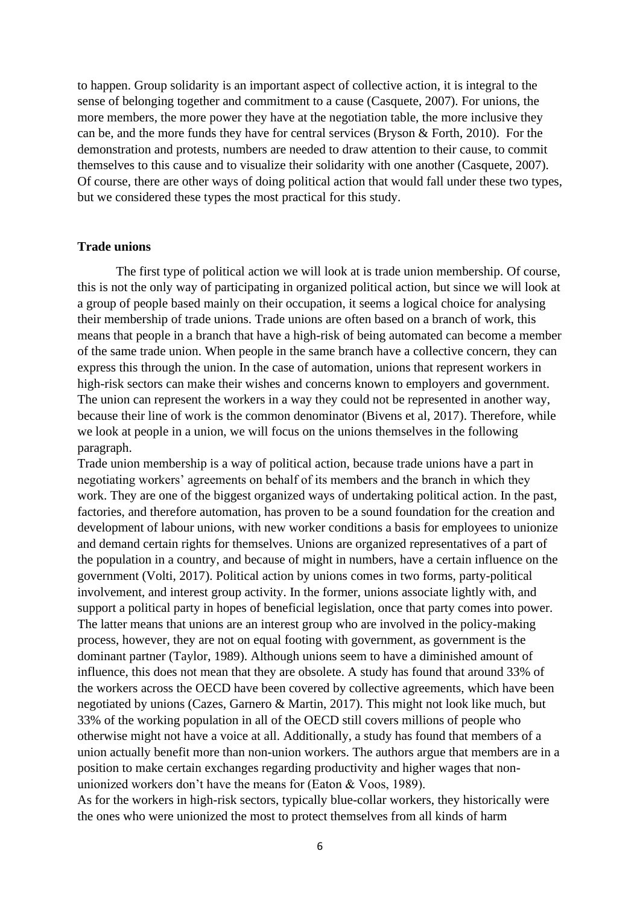to happen. Group solidarity is an important aspect of collective action, it is integral to the sense of belonging together and commitment to a cause (Casquete, 2007). For unions, the more members, the more power they have at the negotiation table, the more inclusive they can be, and the more funds they have for central services (Bryson & Forth, 2010). For the demonstration and protests, numbers are needed to draw attention to their cause, to commit themselves to this cause and to visualize their solidarity with one another (Casquete, 2007). Of course, there are other ways of doing political action that would fall under these two types, but we considered these types the most practical for this study.

**Trade unions**

The first type of political action we will look at is trade union membership. Of course, this is not the only way of participating in organized political action, but since we will look at a group of people based mainly on their occupation, it seems a logical choice for analysing their membership of trade unions. Trade unions are often based on a branch of work, this means that people in a branch that have a high-risk of being automated can become a member of the same trade union. When people in the same branch have a collective concern, they can express this through the union. In the case of automation, unions that represent workers in high-risk sectors can make their wishes and concerns known to employers and government. The union can represent the workers in a way they could not be represented in another way, because their line of work is the common denominator (Bivens et al, 2017). Therefore, while we look at people in a union, we will focus on the unions themselves in the following paragraph.

Trade union membership is a way of political action, because trade unions have a part in negotiating workers' agreements on behalf of its members and the branch in which they work. They are one of the biggest organized ways of undertaking political action. In the past, factories, and therefore automation, has proven to be a sound foundation for the creation and development of labour unions, with new worker conditions a basis for employees to unionize and demand certain rights for themselves. Unions are organized representatives of a part of the population in a country, and because of might in numbers, have a certain influence on the government (Volti, 2017). Political action by unions comes in two forms, party-political involvement, and interest group activity. In the former, unions associate lightly with, and support a political party in hopes of beneficial legislation, once that party comes into power. The latter means that unions are an interest group who are involved in the policy-making process, however, they are not on equal footing with government, as government is the dominant partner (Taylor, 1989). Although unions seem to have a diminished amount of influence, this does not mean that they are obsolete. A study has found that around 33% of the workers across the OECD have been covered by collective agreements, which have been negotiated by unions (Cazes, Garnero & Martin, 2017). This might not look like much, but 33% of the working population in all of the OECD still covers millions of people who otherwise might not have a voice at all. Additionally, a study has found that members of a union actually benefit more than non-union workers. The authors argue that members are in a position to make certain exchanges regarding productivity and higher wages that non-unionized workers don't have the means for (Eaton & Voos, 1989).

As for the workers in high-risk sectors, typically blue-collar workers, they historically were the ones who were unionized the most to protect themselves from all kinds of harm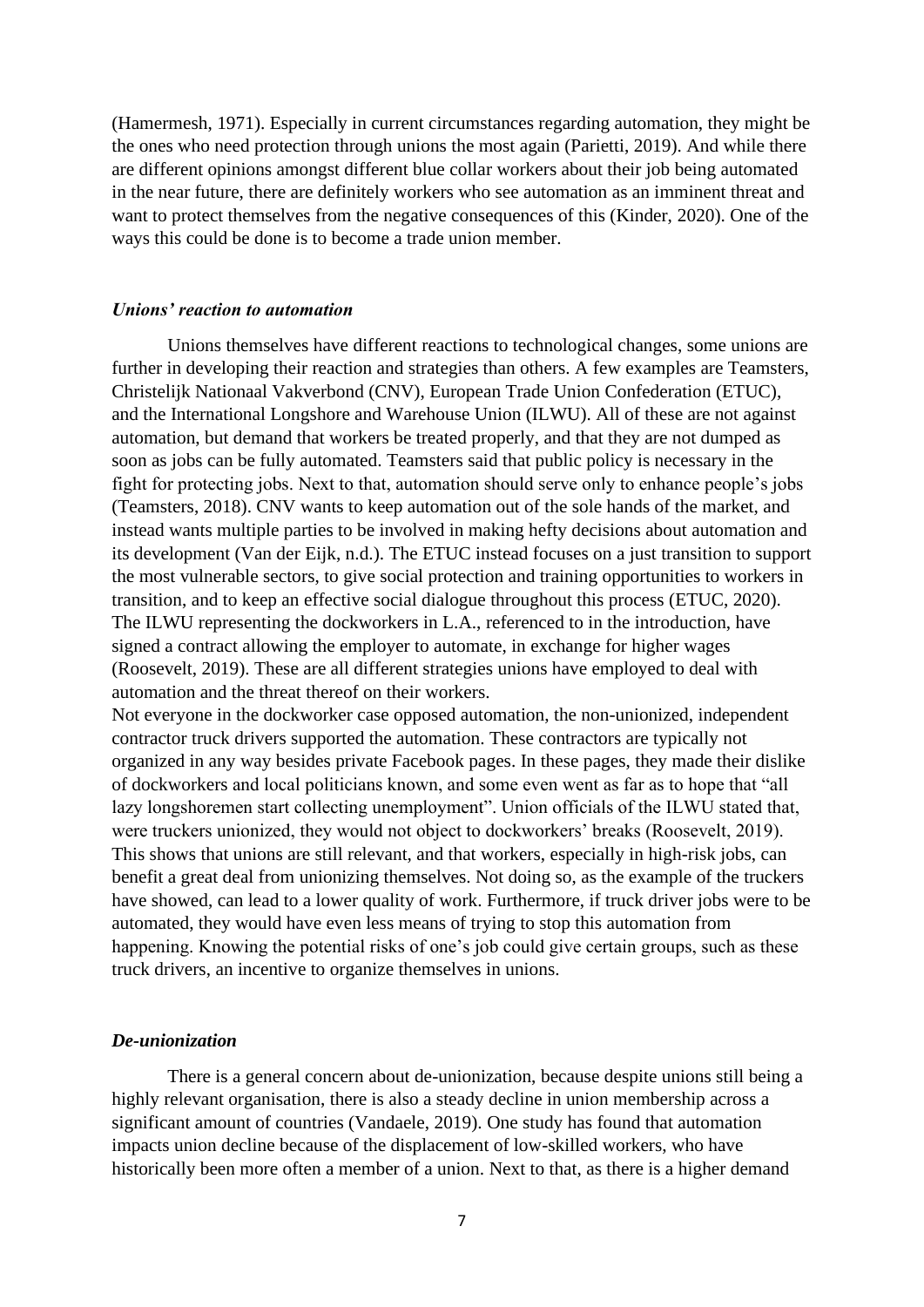(Hamermesh, 1971). Especially in current circumstances regarding automation, they might be the ones who need protection through unions the most again (Parietti, 2019). And while there are different opinions amongst different blue collar workers about their job being automated in the near future, there are definitely workers who see automation as an imminent threat and want to protect themselves from the negative consequences of this (Kinder, 2020). One of the ways this could be done is to become a trade union member.

### *Unions' reaction to automation*

Unions themselves have different reactions to technological changes, some unions are further in developing their reaction and strategies than others. A few examples are Teamsters, Christelijk Nationaal Vakverbond (CNV), European Trade Union Confederation (ETUC), and the International Longshore and Warehouse Union (ILWU). All of these are not against automation, but demand that workers be treated properly, and that they are not dumped as soon as jobs can be fully automated. Teamsters said that public policy is necessary in the fight for protecting jobs. Next to that, automation should serve only to enhance people's jobs (Teamsters, 2018). CNV wants to keep automation out of the sole hands of the market, and instead wants multiple parties to be involved in making hefty decisions about automation and its development (Van der Eijk, n.d.). The ETUC instead focuses on a just transition to support the most vulnerable sectors, to give social protection and training opportunities to workers in transition, and to keep an effective social dialogue throughout this process (ETUC, 2020). The ILWU representing the dockworkers in L.A., referenced to in the introduction, have signed a contract allowing the employer to automate, in exchange for higher wages (Roosevelt, 2019). These are all different strategies unions have employed to deal with automation and the threat thereof on their workers.

Not everyone in the dockworker case opposed automation, the non-unionized, independent contractor truck drivers supported the automation. These contractors are typically not organized in any way besides private Facebook pages. In these pages, they made their dislike of dockworkers and local politicians known, and some even went as far as to hope that "all lazy longshoremen start collecting unemployment". Union officials of the ILWU stated that, were truckers unionized, they would not object to dockworkers' breaks (Roosevelt, 2019). This shows that unions are still relevant, and that workers, especially in high-risk jobs, can benefit a great deal from unionizing themselves. Not doing so, as the example of the truckers have showed, can lead to a lower quality of work. Furthermore, if truck driver jobs were to be automated, they would have even less means of trying to stop this automation from happening. Knowing the potential risks of one's job could give certain groups, such as these truck drivers, an incentive to organize themselves in unions.

### *De-unionization*

There is a general concern about de-unionization, because despite unions still being a highly relevant organisation, there is also a steady decline in union membership across a significant amount of countries (Vandaele, 2019). One study has found that automation impacts union decline because of the displacement of low-skilled workers, who have historically been more often a member of a union. Next to that, as there is a higher demand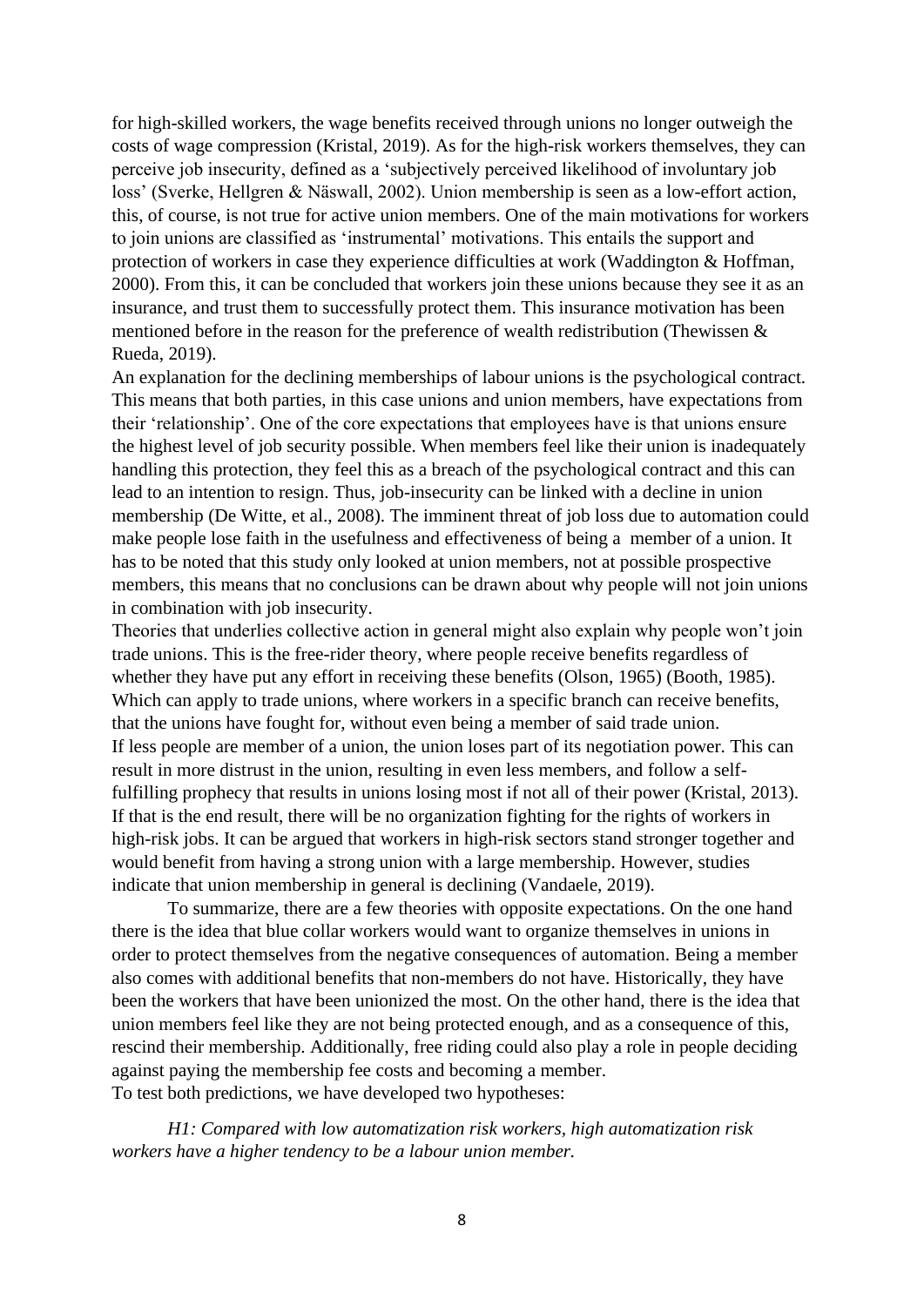for high-skilled workers, the wage benefits received through unions no longer outweigh the costs of wage compression (Kristal, 2019). As for the high-risk workers themselves, they can perceive job insecurity, defined as a 'subjectively perceived likelihood of involuntary job loss' (Sverke, Hellgren & Näswall, 2002). Union membership is seen as a low-effort action, this, of course, is not true for active union members. One of the main motivations for workers to join unions are classified as 'instrumental' motivations. This entails the support and protection of workers in case they experience difficulties at work (Waddington & Hoffman, 2000). From this, it can be concluded that workers join these unions because they see it as an insurance, and trust them to successfully protect them. This insurance motivation has been mentioned before in the reason for the preference of wealth redistribution (Thewissen & Rueda, 2019).

An explanation for the declining memberships of labour unions is the psychological contract. This means that both parties, in this case unions and union members, have expectations from their 'relationship'. One of the core expectations that employees have is that unions ensure the highest level of job security possible. When members feel like their union is inadequately handling this protection, they feel this as a breach of the psychological contract and this can lead to an intention to resign. Thus, job-insecurity can be linked with a decline in union membership (De Witte, et al., 2008). The imminent threat of job loss due to automation could make people lose faith in the usefulness and effectiveness of being a member of a union. It has to be noted that this study only looked at union members, not at possible prospective members, this means that no conclusions can be drawn about why people will not join unions in combination with job insecurity.

Theories that underlies collective action in general might also explain why people won't join trade unions. This is the free-rider theory, where people receive benefits regardless of whether they have put any effort in receiving these benefits (Olson, 1965) (Booth, 1985). Which can apply to trade unions, where workers in a specific branch can receive benefits, that the unions have fought for, without even being a member of said trade union.

If less people are member of a union, the union loses part of its negotiation power. This can result in more distrust in the union, resulting in even less members, and follow a self-fulfilling prophecy that results in unions losing most if not all of their power (Kristal, 2013). If that is the end result, there will be no organization fighting for the rights of workers in high-risk jobs. It can be argued that workers in high-risk sectors stand stronger together and would benefit from having a strong union with a large membership. However, studies indicate that union membership in general is declining (Vandaele, 2019).

To summarize, there are a few theories with opposite expectations. On the one hand there is the idea that blue collar workers would want to organize themselves in unions in order to protect themselves from the negative consequences of automation. Being a member also comes with additional benefits that non-members do not have. Historically, they have been the workers that have been unionized the most. On the other hand, there is the idea that union members feel like they are not being protected enough, and as a consequence of this, rescind their membership. Additionally, free riding could also play a role in people deciding against paying the membership fee costs and becoming a member.

To test both predictions, we have developed two hypotheses:

*H1: Compared with low automatization risk workers, high automatization risk workers have a higher tendency to be a labour union member.*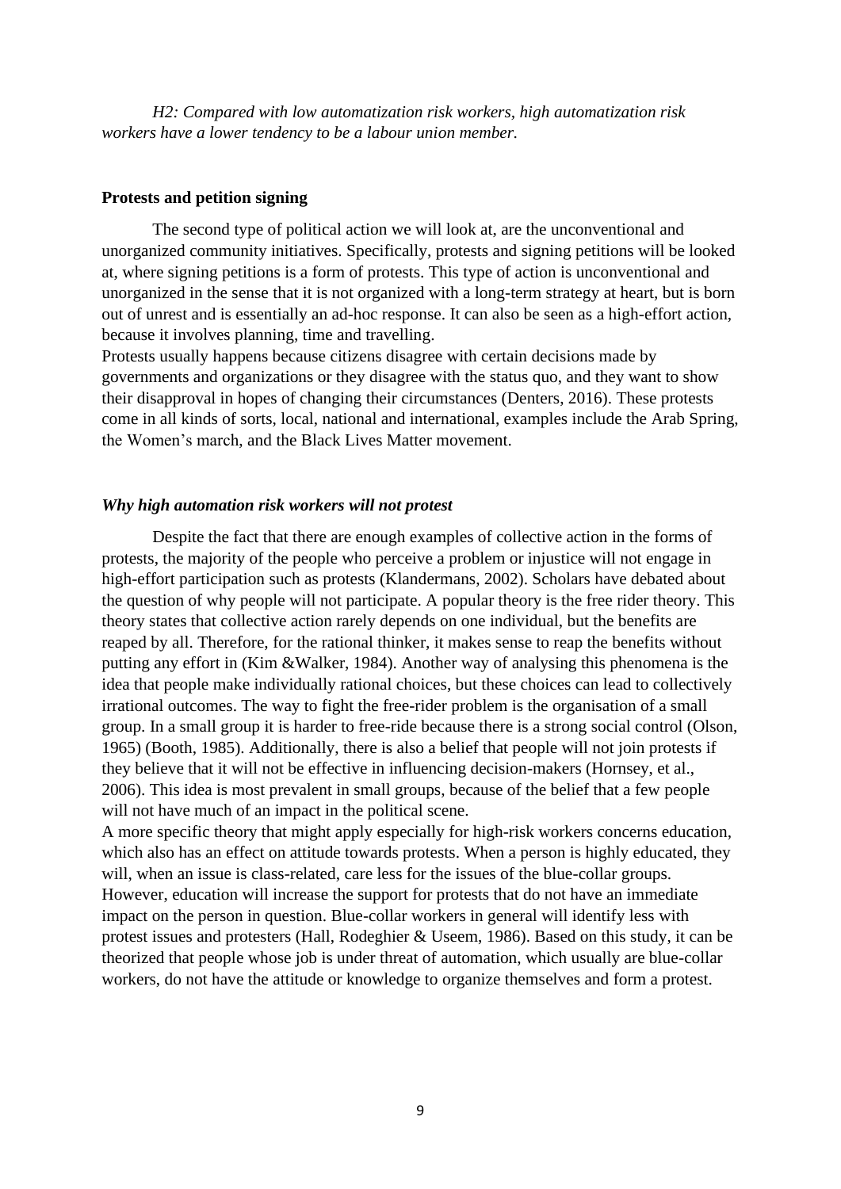*H2: Compared with low automatization risk workers, high automatization risk workers have a lower tendency to be a labour union member.*

**Protests and petition signing**

The second type of political action we will look at, are the unconventional and unorganized community initiatives. Specifically, protests and signing petitions will be looked at, where signing petitions is a form of protests. This type of action is unconventional and unorganized in the sense that it is not organized with a long-term strategy at heart, but is born out of unrest and is essentially an ad-hoc response. It can also be seen as a high-effort action, because it involves planning, time and travelling.

Protests usually happens because citizens disagree with certain decisions made by governments and organizations or they disagree with the status quo, and they want to show their disapproval in hopes of changing their circumstances (Denters, 2016). These protests come in all kinds of sorts, local, national and international, examples include the Arab Spring, the Women's march, and the Black Lives Matter movement.

***Why high automation risk workers will not protest***

Despite the fact that there are enough examples of collective action in the forms of protests, the majority of the people who perceive a problem or injustice will not engage in high-effort participation such as protests (Klandermans, 2002). Scholars have debated about the question of why people will not participate. A popular theory is the free rider theory. This theory states that collective action rarely depends on one individual, but the benefits are reaped by all. Therefore, for the rational thinker, it makes sense to reap the benefits without putting any effort in (Kim &Walker, 1984). Another way of analysing this phenomena is the idea that people make individually rational choices, but these choices can lead to collectively irrational outcomes. The way to fight the free-rider problem is the organisation of a small group. In a small group it is harder to free-ride because there is a strong social control (Olson, 1965) (Booth, 1985). Additionally, there is also a belief that people will not join protests if they believe that it will not be effective in influencing decision-makers (Hornsey, et al., 2006). This idea is most prevalent in small groups, because of the belief that a few people will not have much of an impact in the political scene.

A more specific theory that might apply especially for high-risk workers concerns education, which also has an effect on attitude towards protests. When a person is highly educated, they will, when an issue is class-related, care less for the issues of the blue-collar groups. However, education will increase the support for protests that do not have an immediate impact on the person in question. Blue-collar workers in general will identify less with protest issues and protesters (Hall, Rodeghier & Useem, 1986). Based on this study, it can be theorized that people whose job is under threat of automation, which usually are blue-collar workers, do not have the attitude or knowledge to organize themselves and form a protest.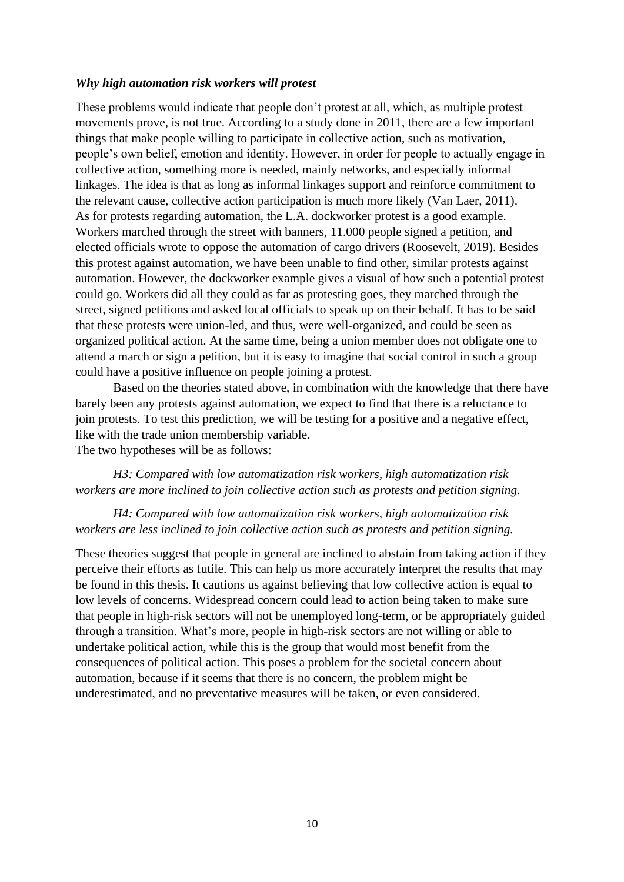***Why high automation risk workers will protest***

These problems would indicate that people don't protest at all, which, as multiple protest movements prove, is not true. According to a study done in 2011, there are a few important things that make people willing to participate in collective action, such as motivation, people's own belief, emotion and identity. However, in order for people to actually engage in collective action, something more is needed, mainly networks, and especially informal linkages. The idea is that as long as informal linkages support and reinforce commitment to the relevant cause, collective action participation is much more likely (Van Laer, 2011). As for protests regarding automation, the L.A. dockworker protest is a good example. Workers marched through the street with banners, 11.000 people signed a petition, and elected officials wrote to oppose the automation of cargo drivers (Roosevelt, 2019). Besides this protest against automation, we have been unable to find other, similar protests against automation. However, the dockworker example gives a visual of how such a potential protest could go. Workers did all they could as far as protesting goes, they marched through the street, signed petitions and asked local officials to speak up on their behalf. It has to be said that these protests were union-led, and thus, were well-organized, and could be seen as organized political action. At the same time, being a union member does not obligate one to attend a march or sign a petition, but it is easy to imagine that social control in such a group could have a positive influence on people joining a protest.

Based on the theories stated above, in combination with the knowledge that there have barely been any protests against automation, we expect to find that there is a reluctance to join protests. To test this prediction, we will be testing for a positive and a negative effect, like with the trade union membership variable.

The two hypotheses will be as follows:

*H3: Compared with low automatization risk workers, high automatization risk workers are more inclined to join collective action such as protests and petition signing.*

*H4: Compared with low automatization risk workers, high automatization risk workers are less inclined to join collective action such as protests and petition signing.*

These theories suggest that people in general are inclined to abstain from taking action if they perceive their efforts as futile. This can help us more accurately interpret the results that may be found in this thesis. It cautions us against believing that low collective action is equal to low levels of concerns. Widespread concern could lead to action being taken to make sure that people in high-risk sectors will not be unemployed long-term, or be appropriately guided through a transition. What's more, people in high-risk sectors are not willing or able to undertake political action, while this is the group that would most benefit from the consequences of political action. This poses a problem for the societal concern about automation, because if it seems that there is no concern, the problem might be underestimated, and no preventative measures will be taken, or even considered.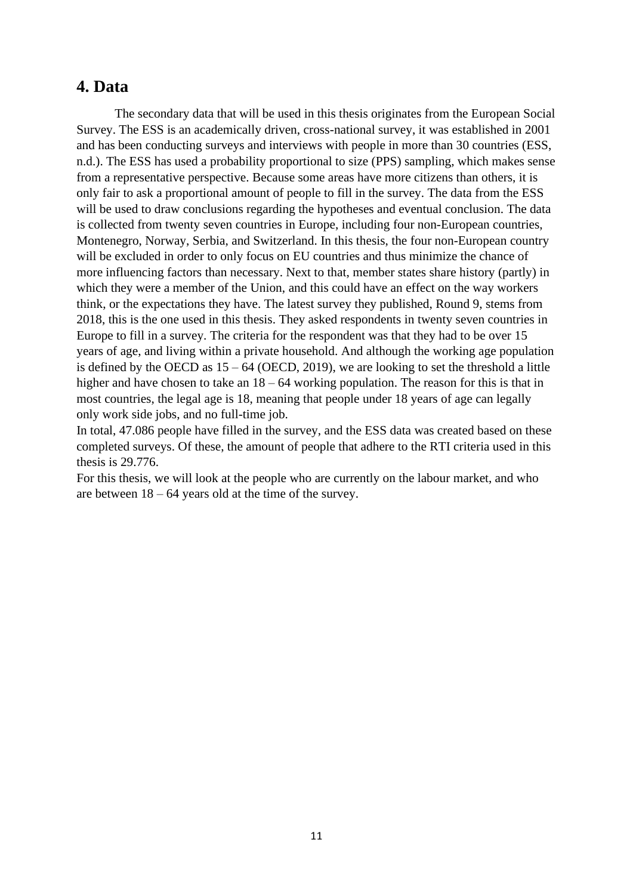## 4. Data

The secondary data that will be used in this thesis originates from the European Social Survey. The ESS is an academically driven, cross-national survey, it was established in 2001 and has been conducting surveys and interviews with people in more than 30 countries (ESS, n.d.). The ESS has used a probability proportional to size (PPS) sampling, which makes sense from a representative perspective. Because some areas have more citizens than others, it is only fair to ask a proportional amount of people to fill in the survey. The data from the ESS will be used to draw conclusions regarding the hypotheses and eventual conclusion. The data is collected from twenty seven countries in Europe, including four non-European countries, Montenegro, Norway, Serbia, and Switzerland. In this thesis, the four non-European country will be excluded in order to only focus on EU countries and thus minimize the chance of more influencing factors than necessary. Next to that, member states share history (partly) in which they were a member of the Union, and this could have an effect on the way workers think, or the expectations they have. The latest survey they published, Round 9, stems from 2018, this is the one used in this thesis. They asked respondents in twenty seven countries in Europe to fill in a survey. The criteria for the respondent was that they had to be over 15 years of age, and living within a private household. And although the working age population is defined by the OECD as 15 – 64 (OECD, 2019), we are looking to set the threshold a little higher and have chosen to take an 18 – 64 working population. The reason for this is that in most countries, the legal age is 18, meaning that people under 18 years of age can legally only work side jobs, and no full-time job.

In total, 47.086 people have filled in the survey, and the ESS data was created based on these completed surveys. Of these, the amount of people that adhere to the RTI criteria used in this thesis is 29.776.

For this thesis, we will look at the people who are currently on the labour market, and who are between 18 – 64 years old at the time of the survey.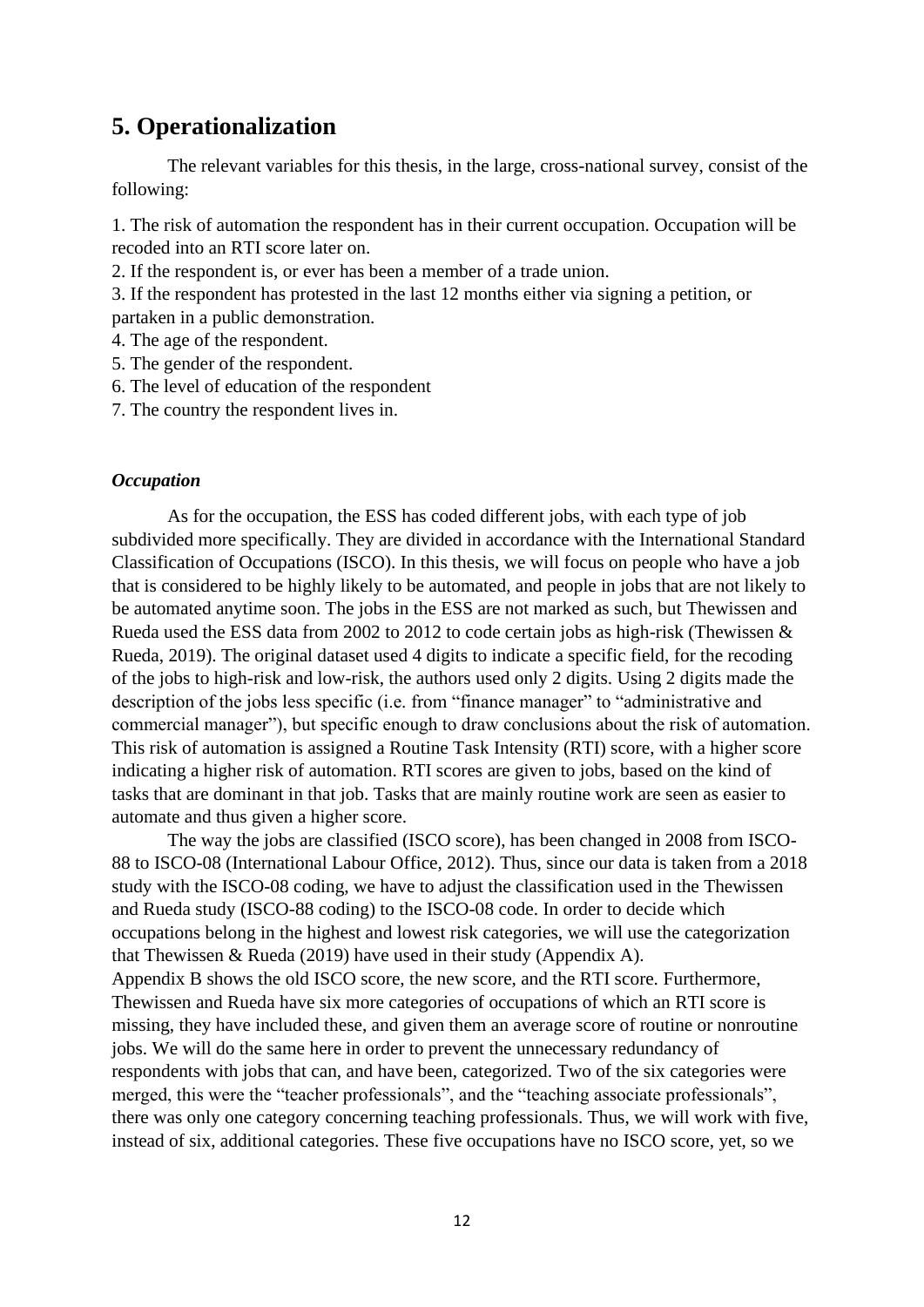# 5. Operationalization

The relevant variables for this thesis, in the large, cross-national survey, consist of the following:

1. The risk of automation the respondent has in their current occupation. Occupation will be recoded into an RTI score later on.
2. If the respondent is, or ever has been a member of a trade union.
3. If the respondent has protested in the last 12 months either via signing a petition, or partaken in a public demonstration.
4. The age of the respondent.
5. The gender of the respondent.
6. The level of education of the respondent
7. The country the respondent lives in.

### *Occupation*

As for the occupation, the ESS has coded different jobs, with each type of job subdivided more specifically. They are divided in accordance with the International Standard Classification of Occupations (ISCO). In this thesis, we will focus on people who have a job that is considered to be highly likely to be automated, and people in jobs that are not likely to be automated anytime soon. The jobs in the ESS are not marked as such, but Thewissen and Rueda used the ESS data from 2002 to 2012 to code certain jobs as high-risk (Thewissen & Rueda, 2019). The original dataset used 4 digits to indicate a specific field, for the recoding of the jobs to high-risk and low-risk, the authors used only 2 digits. Using 2 digits made the description of the jobs less specific (i.e. from "finance manager" to "administrative and commercial manager"), but specific enough to draw conclusions about the risk of automation. This risk of automation is assigned a Routine Task Intensity (RTI) score, with a higher score indicating a higher risk of automation. RTI scores are given to jobs, based on the kind of tasks that are dominant in that job. Tasks that are mainly routine work are seen as easier to automate and thus given a higher score.

The way the jobs are classified (ISCO score), has been changed in 2008 from ISCO-88 to ISCO-08 (International Labour Office, 2012). Thus, since our data is taken from a 2018 study with the ISCO-08 coding, we have to adjust the classification used in the Thewissen and Rueda study (ISCO-88 coding) to the ISCO-08 code. In order to decide which occupations belong in the highest and lowest risk categories, we will use the categorization that Thewissen & Rueda (2019) have used in their study (Appendix A).
Appendix B shows the old ISCO score, the new score, and the RTI score. Furthermore, Thewissen and Rueda have six more categories of occupations of which an RTI score is missing, they have included these, and given them an average score of routine or nonroutine jobs. We will do the same here in order to prevent the unnecessary redundancy of respondents with jobs that can, and have been, categorized. Two of the six categories were merged, this were the "teacher professionals", and the "teaching associate professionals", there was only one category concerning teaching professionals. Thus, we will work with five, instead of six, additional categories. These five occupations have no ISCO score, yet, so we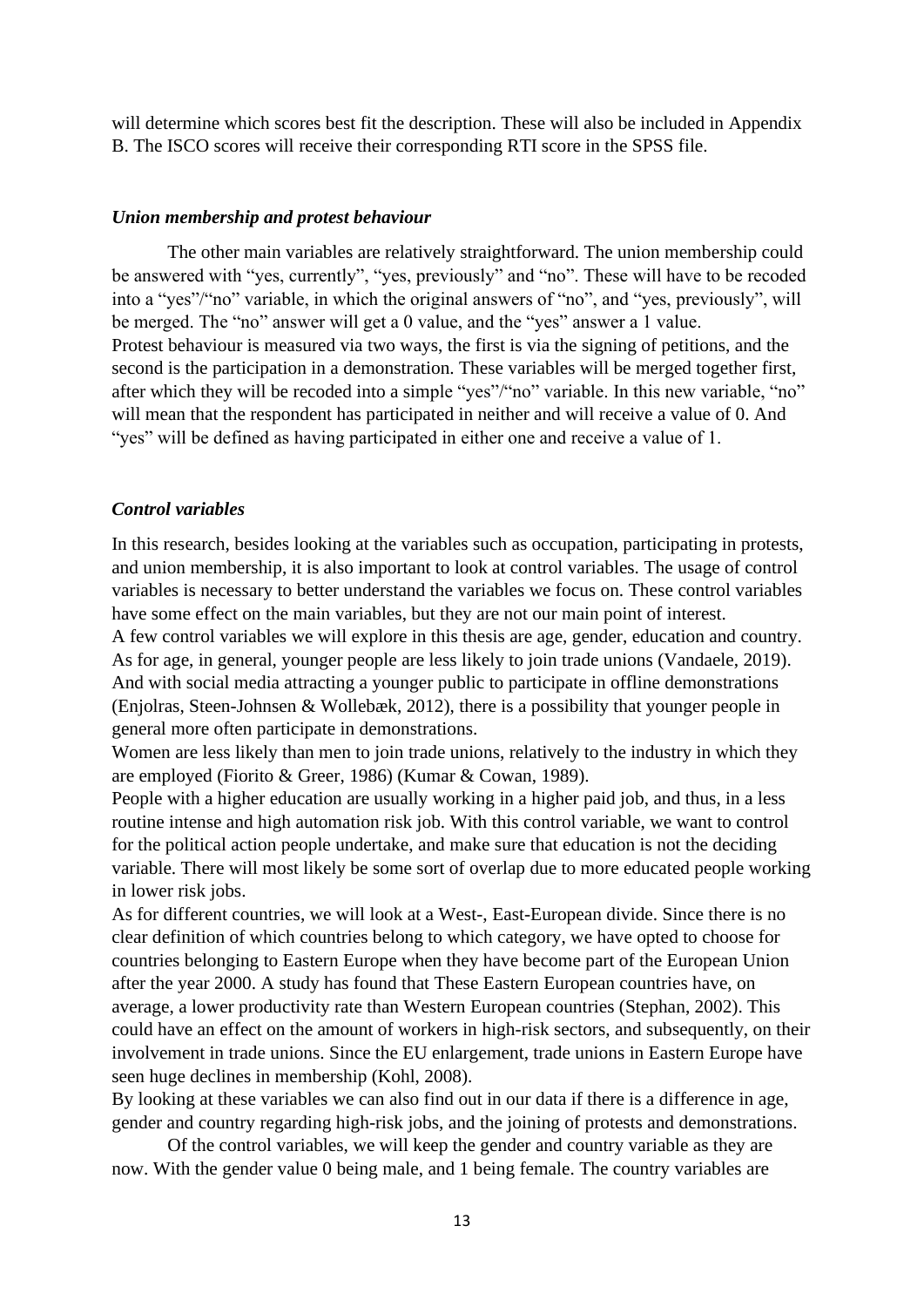will determine which scores best fit the description. These will also be included in Appendix B. The ISCO scores will receive their corresponding RTI score in the SPSS file.

### *Union membership and protest behaviour*

The other main variables are relatively straightforward. The union membership could be answered with "yes, currently", "yes, previously" and "no". These will have to be recoded into a "yes"/"no" variable, in which the original answers of "no", and "yes, previously", will be merged. The "no" answer will get a 0 value, and the "yes" answer a 1 value.
Protest behaviour is measured via two ways, the first is via the signing of petitions, and the second is the participation in a demonstration. These variables will be merged together first, after which they will be recoded into a simple "yes"/"no" variable. In this new variable, "no" will mean that the respondent has participated in neither and will receive a value of 0. And "yes" will be defined as having participated in either one and receive a value of 1.

### *Control variables*

In this research, besides looking at the variables such as occupation, participating in protests, and union membership, it is also important to look at control variables. The usage of control variables is necessary to better understand the variables we focus on. These control variables have some effect on the main variables, but they are not our main point of interest.
A few control variables we will explore in this thesis are age, gender, education and country. As for age, in general, younger people are less likely to join trade unions (Vandaele, 2019). And with social media attracting a younger public to participate in offline demonstrations (Enjolras, Steen-Johnsen & Wollebæk, 2012), there is a possibility that younger people in general more often participate in demonstrations.
Women are less likely than men to join trade unions, relatively to the industry in which they are employed (Fiorito & Greer, 1986) (Kumar & Cowan, 1989).
People with a higher education are usually working in a higher paid job, and thus, in a less routine intense and high automation risk job. With this control variable, we want to control for the political action people undertake, and make sure that education is not the deciding variable. There will most likely be some sort of overlap due to more educated people working in lower risk jobs.
As for different countries, we will look at a West-, East-European divide. Since there is no clear definition of which countries belong to which category, we have opted to choose for countries belonging to Eastern Europe when they have become part of the European Union after the year 2000. A study has found that These Eastern European countries have, on average, a lower productivity rate than Western European countries (Stephan, 2002). This could have an effect on the amount of workers in high-risk sectors, and subsequently, on their involvement in trade unions. Since the EU enlargement, trade unions in Eastern Europe have seen huge declines in membership (Kohl, 2008).
By looking at these variables we can also find out in our data if there is a difference in age, gender and country regarding high-risk jobs, and the joining of protests and demonstrations.

Of the control variables, we will keep the gender and country variable as they are now. With the gender value 0 being male, and 1 being female. The country variables are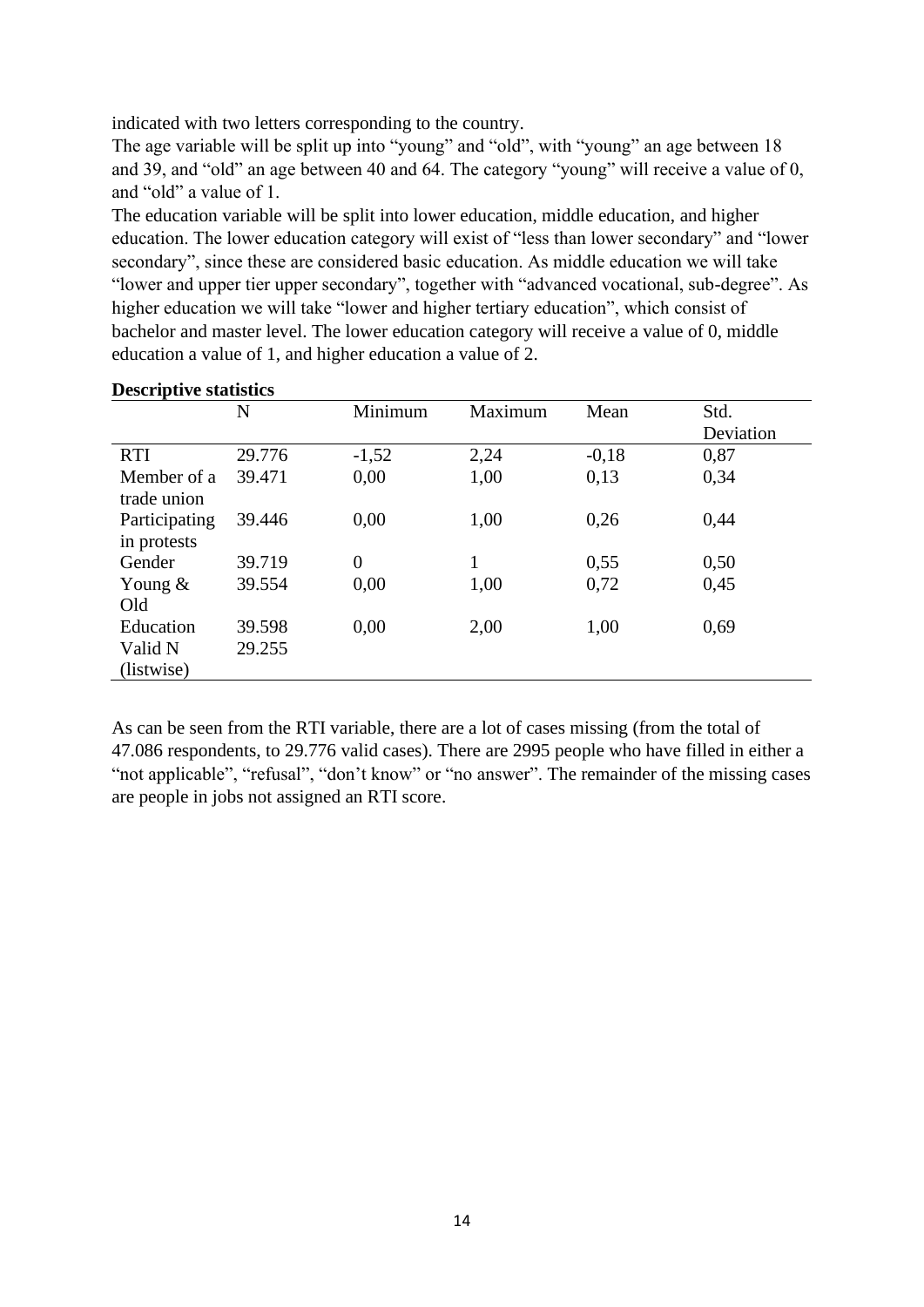indicated with two letters corresponding to the country.

The age variable will be split up into "young" and "old", with "young" an age between 18 and 39, and "old" an age between 40 and 64. The category "young" will receive a value of 0, and "old" a value of 1.

The education variable will be split into lower education, middle education, and higher education. The lower education category will exist of "less than lower secondary" and "lower secondary", since these are considered basic education. As middle education we will take "lower and upper tier upper secondary", together with "advanced vocational, sub-degree". As higher education we will take "lower and higher tertiary education", which consist of bachelor and master level. The lower education category will receive a value of 0, middle education a value of 1, and higher education a value of 2.

**Descriptive statistics**

| | N | Minimum | Maximum | Mean | Std. Deviation |
|---|---|---|---|---|---|
| RTI | 29.776 | -1,52 | 2,24 | -0,18 | 0,87 |
| Member of a trade union | 39.471 | 0,00 | 1,00 | 0,13 | 0,34 |
| Participating in protests | 39.446 | 0,00 | 1,00 | 0,26 | 0,44 |
| Gender | 39.719 | 0 | 1 | 0,55 | 0,50 |
| Young & Old | 39.554 | 0,00 | 1,00 | 0,72 | 0,45 |
| Education | 39.598 | 0,00 | 2,00 | 1,00 | 0,69 |
| Valid N (listwise) | 29.255 | | | | |

As can be seen from the RTI variable, there are a lot of cases missing (from the total of 47.086 respondents, to 29.776 valid cases). There are 2995 people who have filled in either a "not applicable", "refusal", "don't know" or "no answer". The remainder of the missing cases are people in jobs not assigned an RTI score.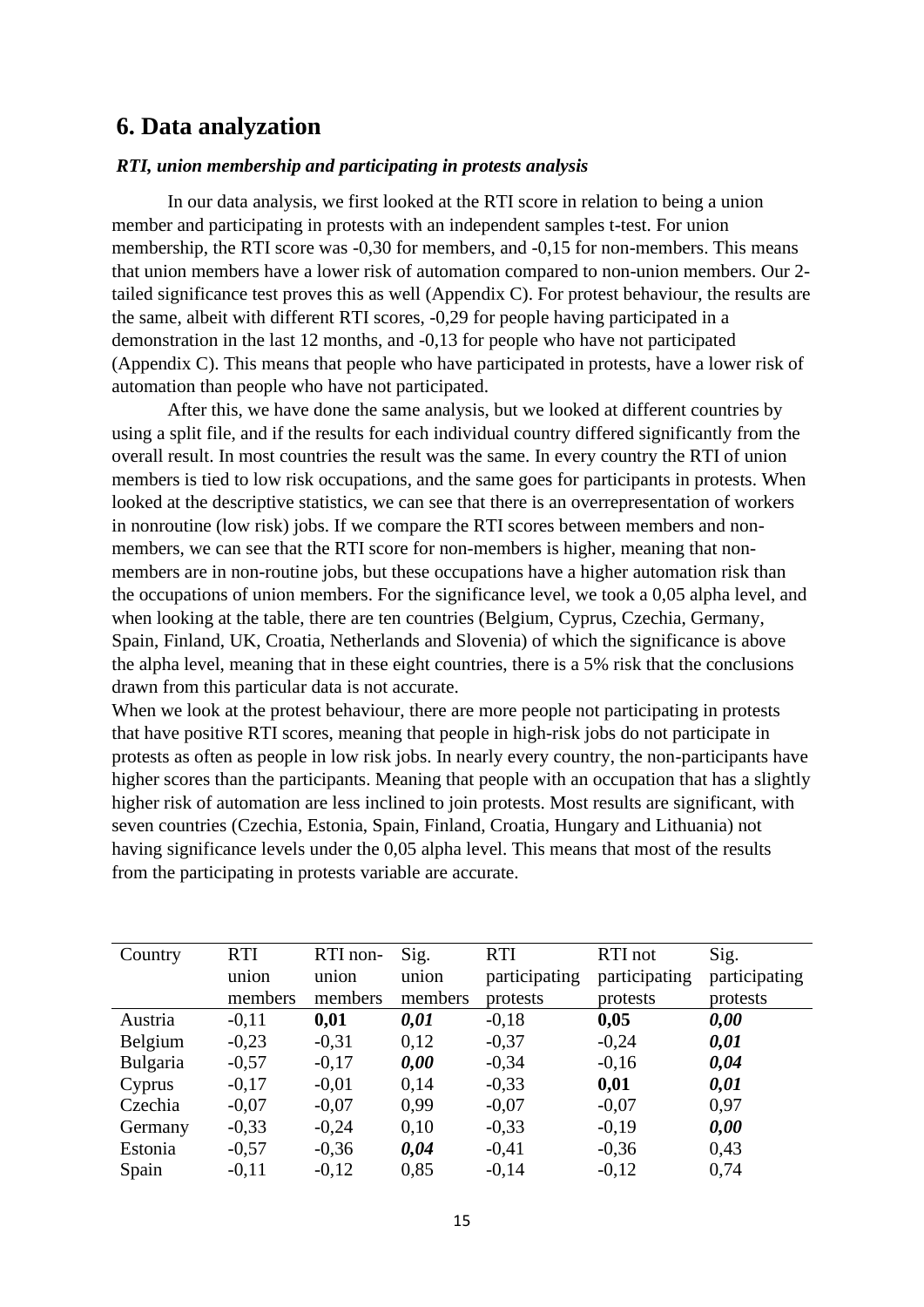## 6. Data analyzation

***RTI, union membership and participating in protests analysis***

In our data analysis, we first looked at the RTI score in relation to being a union member and participating in protests with an independent samples t-test. For union membership, the RTI score was -0,30 for members, and -0,15 for non-members. This means that union members have a lower risk of automation compared to non-union members. Our 2-tailed significance test proves this as well (Appendix C). For protest behaviour, the results are the same, albeit with different RTI scores, -0,29 for people having participated in a demonstration in the last 12 months, and -0,13 for people who have not participated (Appendix C). This means that people who have participated in protests, have a lower risk of automation than people who have not participated.

After this, we have done the same analysis, but we looked at different countries by using a split file, and if the results for each individual country differed significantly from the overall result. In most countries the result was the same. In every country the RTI of union members is tied to low risk occupations, and the same goes for participants in protests. When looked at the descriptive statistics, we can see that there is an overrepresentation of workers in nonroutine (low risk) jobs. If we compare the RTI scores between members and non-members, we can see that the RTI score for non-members is higher, meaning that non-members are in non-routine jobs, but these occupations have a higher automation risk than the occupations of union members. For the significance level, we took a 0,05 alpha level, and when looking at the table, there are ten countries (Belgium, Cyprus, Czechia, Germany, Spain, Finland, UK, Croatia, Netherlands and Slovenia) of which the significance is above the alpha level, meaning that in these eight countries, there is a 5% risk that the conclusions drawn from this particular data is not accurate.

When we look at the protest behaviour, there are more people not participating in protests that have positive RTI scores, meaning that people in high-risk jobs do not participate in protests as often as people in low risk jobs. In nearly every country, the non-participants have higher scores than the participants. Meaning that people with an occupation that has a slightly higher risk of automation are less inclined to join protests. Most results are significant, with seven countries (Czechia, Estonia, Spain, Finland, Croatia, Hungary and Lithuania) not having significance levels under the 0,05 alpha level. This means that most of the results from the participating in protests variable are accurate.

| Country | RTI union members | RTI non-union members | Sig. union members | RTI participating protests | RTI not participating protests | Sig. participating protests |
|---|---|---|---|---|---|---|
| Austria | -0,11 | **0,01** | ***0,01*** | -0,18 | **0,05** | ***0,00*** |
| Belgium | -0,23 | -0,31 | 0,12 | -0,37 | -0,24 | ***0,01*** |
| Bulgaria | -0,57 | -0,17 | ***0,00*** | -0,34 | -0,16 | ***0,04*** |
| Cyprus | -0,17 | -0,01 | 0,14 | -0,33 | **0,01** | ***0,01*** |
| Czechia | -0,07 | -0,07 | 0,99 | -0,07 | -0,07 | 0,97 |
| Germany | -0,33 | -0,24 | 0,10 | -0,33 | -0,19 | ***0,00*** |
| Estonia | -0,57 | -0,36 | ***0,04*** | -0,41 | -0,36 | 0,43 |
| Spain | -0,11 | -0,12 | 0,85 | -0,14 | -0,12 | 0,74 |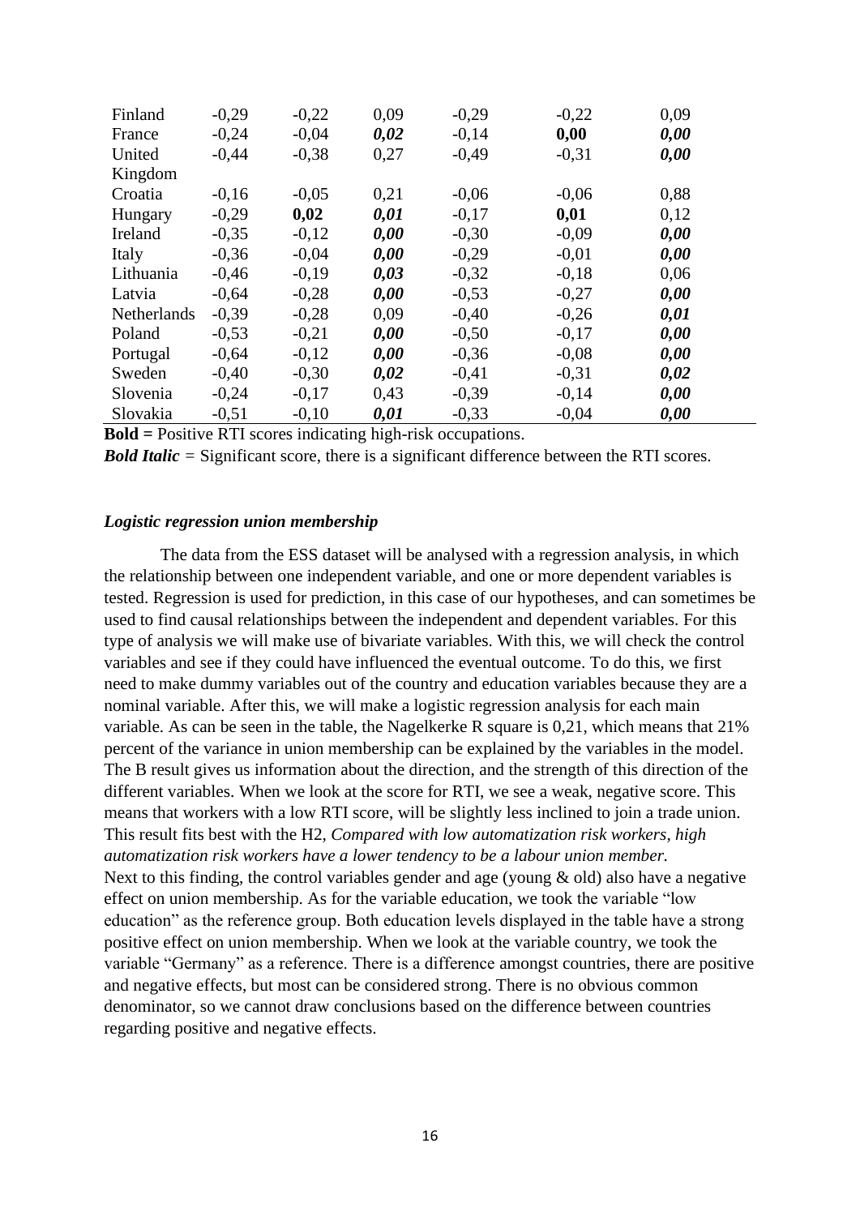| | | | | | | |
|---|---|---|---|---|---|---|
| Finland | -0,29 | -0,22 | 0,09 | -0,29 | -0,22 | 0,09 |
| France | -0,24 | -0,04 | ***0,02*** | -0,14 | **0,00** | ***0,00*** |
| United Kingdom | -0,44 | -0,38 | 0,27 | -0,49 | -0,31 | ***0,00*** |
| Croatia | -0,16 | -0,05 | 0,21 | -0,06 | -0,06 | 0,88 |
| Hungary | -0,29 | **0,02** | ***0,01*** | -0,17 | **0,01** | 0,12 |
| Ireland | -0,35 | -0,12 | ***0,00*** | -0,30 | -0,09 | ***0,00*** |
| Italy | -0,36 | -0,04 | ***0,00*** | -0,29 | -0,01 | ***0,00*** |
| Lithuania | -0,46 | -0,19 | ***0,03*** | -0,32 | -0,18 | 0,06 |
| Latvia | -0,64 | -0,28 | ***0,00*** | -0,53 | -0,27 | ***0,00*** |
| Netherlands | -0,39 | -0,28 | 0,09 | -0,40 | -0,26 | ***0,01*** |
| Poland | -0,53 | -0,21 | ***0,00*** | -0,50 | -0,17 | ***0,00*** |
| Portugal | -0,64 | -0,12 | ***0,00*** | -0,36 | -0,08 | ***0,00*** |
| Sweden | -0,40 | -0,30 | ***0,02*** | -0,41 | -0,31 | ***0,02*** |
| Slovenia | -0,24 | -0,17 | 0,43 | -0,39 | -0,14 | ***0,00*** |
| Slovakia | -0,51 | -0,10 | ***0,01*** | -0,33 | -0,04 | ***0,00*** |

**Bold =** Positive RTI scores indicating high-risk occupations.

***Bold Italic*** = Significant score, there is a significant difference between the RTI scores.

***Logistic regression union membership***

The data from the ESS dataset will be analysed with a regression analysis, in which the relationship between one independent variable, and one or more dependent variables is tested. Regression is used for prediction, in this case of our hypotheses, and can sometimes be used to find causal relationships between the independent and dependent variables. For this type of analysis we will make use of bivariate variables. With this, we will check the control variables and see if they could have influenced the eventual outcome. To do this, we first need to make dummy variables out of the country and education variables because they are a nominal variable. After this, we will make a logistic regression analysis for each main variable. As can be seen in the table, the Nagelkerke R square is 0,21, which means that 21% percent of the variance in union membership can be explained by the variables in the model. The B result gives us information about the direction, and the strength of this direction of the different variables. When we look at the score for RTI, we see a weak, negative score. This means that workers with a low RTI score, will be slightly less inclined to join a trade union. This result fits best with the H2, *Compared with low automatization risk workers, high automatization risk workers have a lower tendency to be a labour union member.*
Next to this finding, the control variables gender and age (young & old) also have a negative effect on union membership. As for the variable education, we took the variable "low education" as the reference group. Both education levels displayed in the table have a strong positive effect on union membership. When we look at the variable country, we took the variable "Germany" as a reference. There is a difference amongst countries, there are positive and negative effects, but most can be considered strong. There is no obvious common denominator, so we cannot draw conclusions based on the difference between countries regarding positive and negative effects.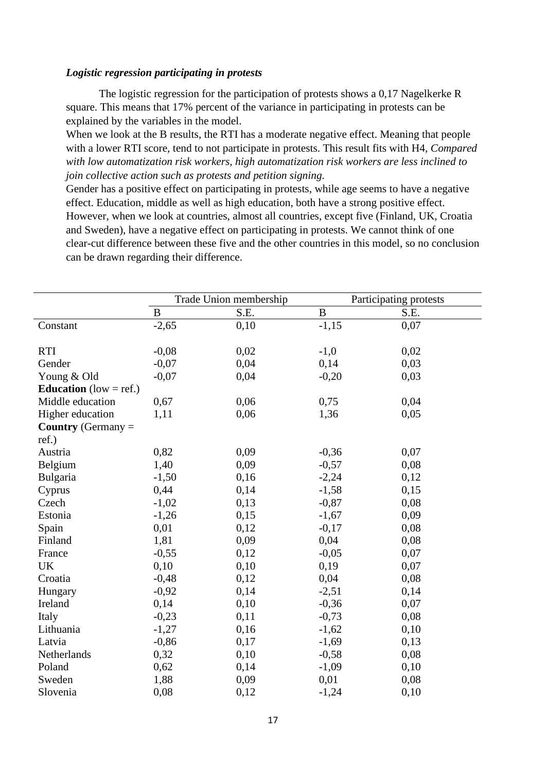### *Logistic regression participating in protests*

The logistic regression for the participation of protests shows a 0,17 Nagelkerke R square. This means that 17% percent of the variance in participating in protests can be explained by the variables in the model.

When we look at the B results, the RTI has a moderate negative effect. Meaning that people with a lower RTI score, tend to not participate in protests. This result fits with H4, *Compared with low automatization risk workers, high automatization risk workers are less inclined to join collective action such as protests and petition signing.*

Gender has a positive effect on participating in protests, while age seems to have a negative effect. Education, middle as well as high education, both have a strong positive effect. However, when we look at countries, almost all countries, except five (Finland, UK, Croatia and Sweden), have a negative effect on participating in protests. We cannot think of one clear-cut difference between these five and the other countries in this model, so no conclusion can be drawn regarding their difference.

| | Trade Union membership | | Participating protests | |
|---|---|---|---|---|
| | B | S.E. | B | S.E. |
| Constant | -2,65 | 0,10 | -1,15 | 0,07 |
| RTI | -0,08 | 0,02 | -1,0 | 0,02 |
| Gender | -0,07 | 0,04 | 0,14 | 0,03 |
| Young & Old | -0,07 | 0,04 | -0,20 | 0,03 |
| **Education** (low = ref.) | | | | |
| Middle education | 0,67 | 0,06 | 0,75 | 0,04 |
| Higher education | 1,11 | 0,06 | 1,36 | 0,05 |
| **Country** (Germany = ref.) | | | | |
| Austria | 0,82 | 0,09 | -0,36 | 0,07 |
| Belgium | 1,40 | 0,09 | -0,57 | 0,08 |
| Bulgaria | -1,50 | 0,16 | -2,24 | 0,12 |
| Cyprus | 0,44 | 0,14 | -1,58 | 0,15 |
| Czech | -1,02 | 0,13 | -0,87 | 0,08 |
| Estonia | -1,26 | 0,15 | -1,67 | 0,09 |
| Spain | 0,01 | 0,12 | -0,17 | 0,08 |
| Finland | 1,81 | 0,09 | 0,04 | 0,08 |
| France | -0,55 | 0,12 | -0,05 | 0,07 |
| UK | 0,10 | 0,10 | 0,19 | 0,07 |
| Croatia | -0,48 | 0,12 | 0,04 | 0,08 |
| Hungary | -0,92 | 0,14 | -2,51 | 0,14 |
| Ireland | 0,14 | 0,10 | -0,36 | 0,07 |
| Italy | -0,23 | 0,11 | -0,73 | 0,08 |
| Lithuania | -1,27 | 0,16 | -1,62 | 0,10 |
| Latvia | -0,86 | 0,17 | -1,69 | 0,13 |
| Netherlands | 0,32 | 0,10 | -0,58 | 0,08 |
| Poland | 0,62 | 0,14 | -1,09 | 0,10 |
| Sweden | 1,88 | 0,09 | 0,01 | 0,08 |
| Slovenia | 0,08 | 0,12 | -1,24 | 0,10 |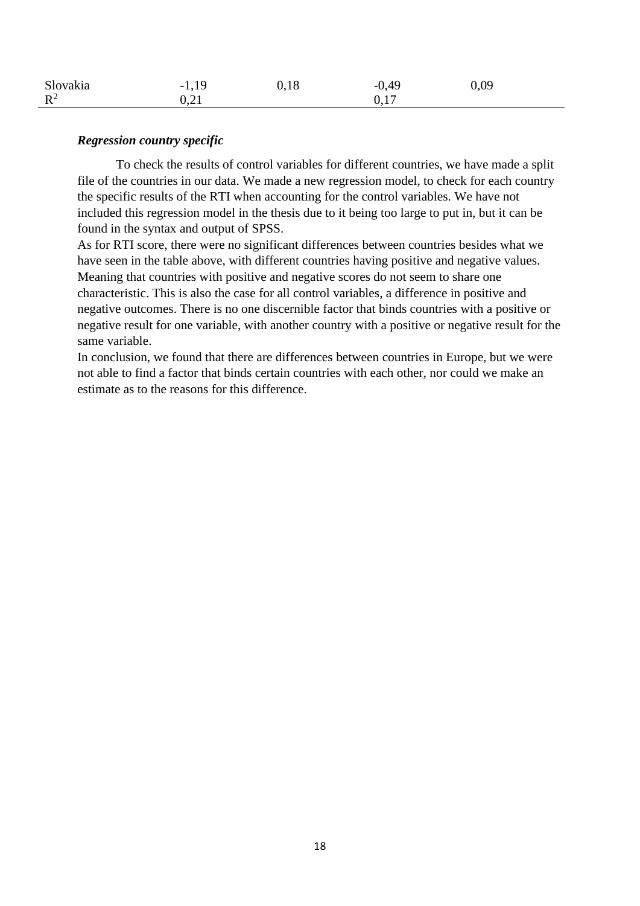| | | | | |
|---|---|---|---|---|
| Slovakia | -1,19 | 0,18 | -0,49 | 0,09 |
| $R^2$ | 0,21 | | 0,17 | |

***Regression country specific***

To check the results of control variables for different countries, we have made a split file of the countries in our data. We made a new regression model, to check for each country the specific results of the RTI when accounting for the control variables. We have not included this regression model in the thesis due to it being too large to put in, but it can be found in the syntax and output of SPSS.

As for RTI score, there were no significant differences between countries besides what we have seen in the table above, with different countries having positive and negative values. Meaning that countries with positive and negative scores do not seem to share one characteristic. This is also the case for all control variables, a difference in positive and negative outcomes. There is no one discernible factor that binds countries with a positive or negative result for one variable, with another country with a positive or negative result for the same variable.

In conclusion, we found that there are differences between countries in Europe, but we were not able to find a factor that binds certain countries with each other, nor could we make an estimate as to the reasons for this difference.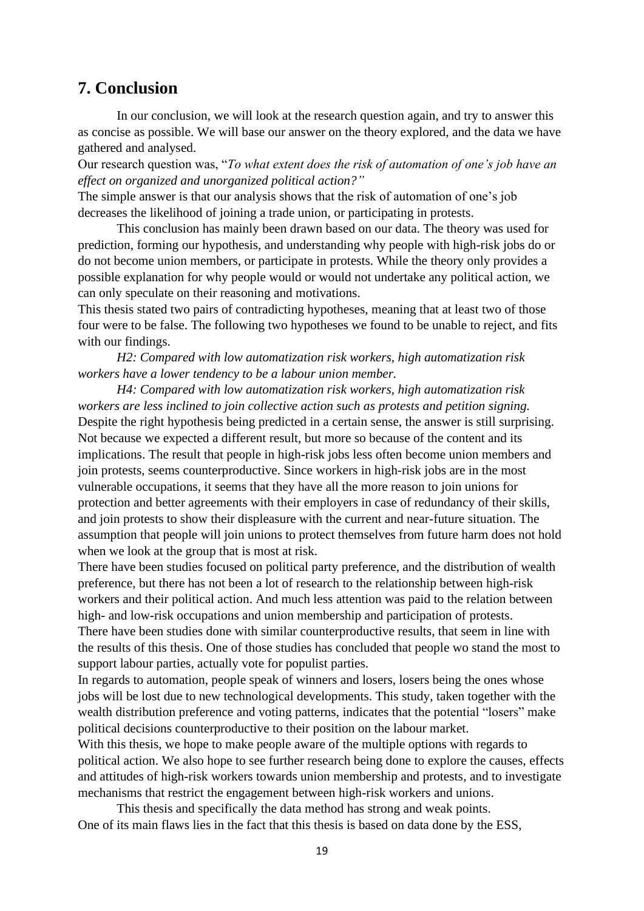## 7. Conclusion

In our conclusion, we will look at the research question again, and try to answer this as concise as possible. We will base our answer on the theory explored, and the data we have gathered and analysed.

Our research question was, "*To what extent does the risk of automation of one's job have an effect on organized and unorganized political action?"*

The simple answer is that our analysis shows that the risk of automation of one's job decreases the likelihood of joining a trade union, or participating in protests.

This conclusion has mainly been drawn based on our data. The theory was used for prediction, forming our hypothesis, and understanding why people with high-risk jobs do or do not become union members, or participate in protests. While the theory only provides a possible explanation for why people would or would not undertake any political action, we can only speculate on their reasoning and motivations.

This thesis stated two pairs of contradicting hypotheses, meaning that at least two of those four were to be false. The following two hypotheses we found to be unable to reject, and fits with our findings.

*H2: Compared with low automatization risk workers, high automatization risk workers have a lower tendency to be a labour union member.*

*H4: Compared with low automatization risk workers, high automatization risk workers are less inclined to join collective action such as protests and petition signing.*

Despite the right hypothesis being predicted in a certain sense, the answer is still surprising. Not because we expected a different result, but more so because of the content and its implications. The result that people in high-risk jobs less often become union members and join protests, seems counterproductive. Since workers in high-risk jobs are in the most vulnerable occupations, it seems that they have all the more reason to join unions for protection and better agreements with their employers in case of redundancy of their skills, and join protests to show their displeasure with the current and near-future situation. The assumption that people will join unions to protect themselves from future harm does not hold when we look at the group that is most at risk.

There have been studies focused on political party preference, and the distribution of wealth preference, but there has not been a lot of research to the relationship between high-risk workers and their political action. And much less attention was paid to the relation between high- and low-risk occupations and union membership and participation of protests.

There have been studies done with similar counterproductive results, that seem in line with the results of this thesis. One of those studies has concluded that people wo stand the most to support labour parties, actually vote for populist parties.

In regards to automation, people speak of winners and losers, losers being the ones whose jobs will be lost due to new technological developments. This study, taken together with the wealth distribution preference and voting patterns, indicates that the potential "losers" make political decisions counterproductive to their position on the labour market.

With this thesis, we hope to make people aware of the multiple options with regards to political action. We also hope to see further research being done to explore the causes, effects and attitudes of high-risk workers towards union membership and protests, and to investigate mechanisms that restrict the engagement between high-risk workers and unions.

This thesis and specifically the data method has strong and weak points.

One of its main flaws lies in the fact that this thesis is based on data done by the ESS,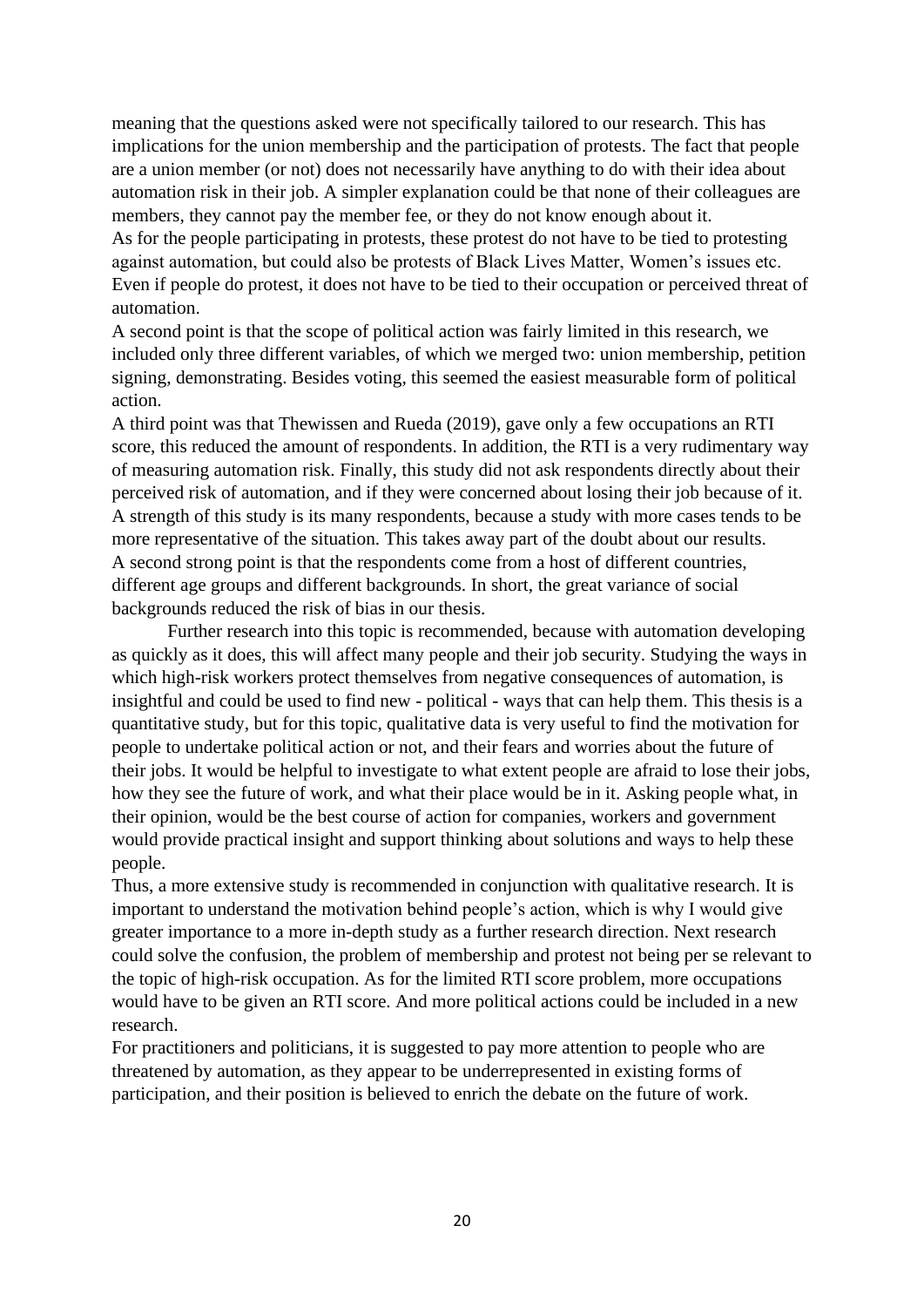meaning that the questions asked were not specifically tailored to our research. This has implications for the union membership and the participation of protests. The fact that people are a union member (or not) does not necessarily have anything to do with their idea about automation risk in their job. A simpler explanation could be that none of their colleagues are members, they cannot pay the member fee, or they do not know enough about it.

As for the people participating in protests, these protest do not have to be tied to protesting against automation, but could also be protests of Black Lives Matter, Women's issues etc. Even if people do protest, it does not have to be tied to their occupation or perceived threat of automation.

A second point is that the scope of political action was fairly limited in this research, we included only three different variables, of which we merged two: union membership, petition signing, demonstrating. Besides voting, this seemed the easiest measurable form of political action.

A third point was that Thewissen and Rueda (2019), gave only a few occupations an RTI score, this reduced the amount of respondents. In addition, the RTI is a very rudimentary way of measuring automation risk. Finally, this study did not ask respondents directly about their perceived risk of automation, and if they were concerned about losing their job because of it.

A strength of this study is its many respondents, because a study with more cases tends to be more representative of the situation. This takes away part of the doubt about our results.

A second strong point is that the respondents come from a host of different countries, different age groups and different backgrounds. In short, the great variance of social backgrounds reduced the risk of bias in our thesis.

Further research into this topic is recommended, because with automation developing as quickly as it does, this will affect many people and their job security. Studying the ways in which high-risk workers protect themselves from negative consequences of automation, is insightful and could be used to find new - political - ways that can help them. This thesis is a quantitative study, but for this topic, qualitative data is very useful to find the motivation for people to undertake political action or not, and their fears and worries about the future of their jobs. It would be helpful to investigate to what extent people are afraid to lose their jobs, how they see the future of work, and what their place would be in it. Asking people what, in their opinion, would be the best course of action for companies, workers and government would provide practical insight and support thinking about solutions and ways to help these people.

Thus, a more extensive study is recommended in conjunction with qualitative research. It is important to understand the motivation behind people's action, which is why I would give greater importance to a more in-depth study as a further research direction. Next research could solve the confusion, the problem of membership and protest not being per se relevant to the topic of high-risk occupation. As for the limited RTI score problem, more occupations would have to be given an RTI score. And more political actions could be included in a new research.

For practitioners and politicians, it is suggested to pay more attention to people who are threatened by automation, as they appear to be underrepresented in existing forms of participation, and their position is believed to enrich the debate on the future of work.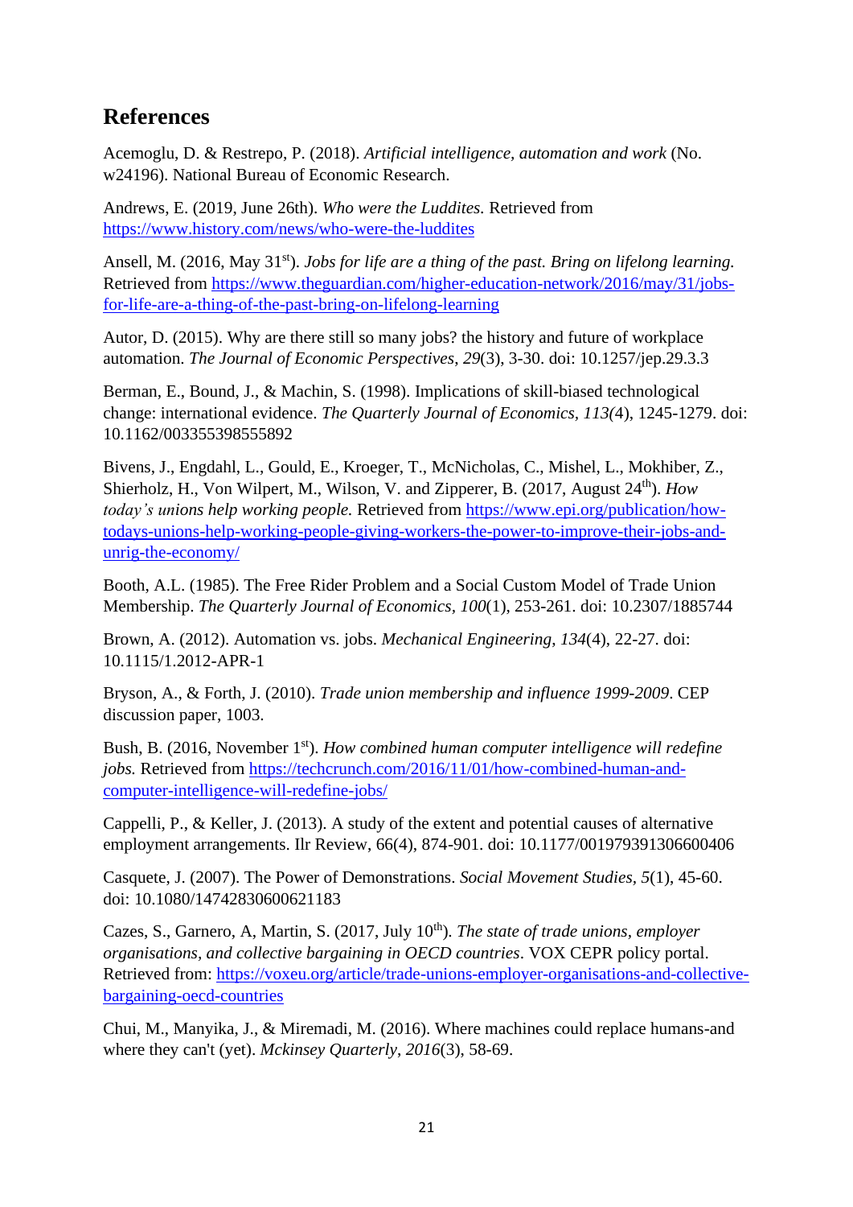## References

Acemoglu, D. & Restrepo, P. (2018). *Artificial intelligence, automation and work* (No. w24196). National Bureau of Economic Research.

Andrews, E. (2019, June 26th). *Who were the Luddites.* Retrieved from https://www.history.com/news/who-were-the-luddites

Ansell, M. (2016, May 31st). *Jobs for life are a thing of the past. Bring on lifelong learning.* Retrieved from https://www.theguardian.com/higher-education-network/2016/may/31/jobs-for-life-are-a-thing-of-the-past-bring-on-lifelong-learning

Autor, D. (2015). Why are there still so many jobs? the history and future of workplace automation. *The Journal of Economic Perspectives*, *29*(3), 3-30. doi: 10.1257/jep.29.3.3

Berman, E., Bound, J., & Machin, S. (1998). Implications of skill-biased technological change: international evidence. *The Quarterly Journal of Economics, 113(*4), 1245-1279. doi: 10.1162/003355398555892

Bivens, J., Engdahl, L., Gould, E., Kroeger, T., McNicholas, C., Mishel, L., Mokhiber, Z., Shierholz, H., Von Wilpert, M., Wilson, V. and Zipperer, B. (2017, August 24th). *How today's unions help working people.* Retrieved from https://www.epi.org/publication/how-todays-unions-help-working-people-giving-workers-the-power-to-improve-their-jobs-and-unrig-the-economy/

Booth, A.L. (1985). The Free Rider Problem and a Social Custom Model of Trade Union Membership. *The Quarterly Journal of Economics*, *100*(1), 253-261. doi: 10.2307/1885744

Brown, A. (2012). Automation vs. jobs. *Mechanical Engineering*, *134*(4), 22-27. doi: 10.1115/1.2012-APR-1

Bryson, A., & Forth, J. (2010). *Trade union membership and influence 1999-2009*. CEP discussion paper, 1003.

Bush, B. (2016, November 1st). *How combined human computer intelligence will redefine jobs.* Retrieved from https://techcrunch.com/2016/11/01/how-combined-human-and-computer-intelligence-will-redefine-jobs/

Cappelli, P., & Keller, J. (2013). A study of the extent and potential causes of alternative employment arrangements. Ilr Review, 66(4), 874-901. doi: 10.1177/001979391306600406

Casquete, J. (2007). The Power of Demonstrations. *Social Movement Studies*, *5*(1), 45-60. doi: 10.1080/14742830600621183

Cazes, S., Garnero, A, Martin, S. (2017, July 10th). *The state of trade unions, employer organisations, and collective bargaining in OECD countries*. VOX CEPR policy portal. Retrieved from: https://voxeu.org/article/trade-unions-employer-organisations-and-collective-bargaining-oecd-countries

Chui, M., Manyika, J., & Miremadi, M. (2016). Where machines could replace humans-and where they can't (yet). *Mckinsey Quarterly*, *2016*(3), 58-69.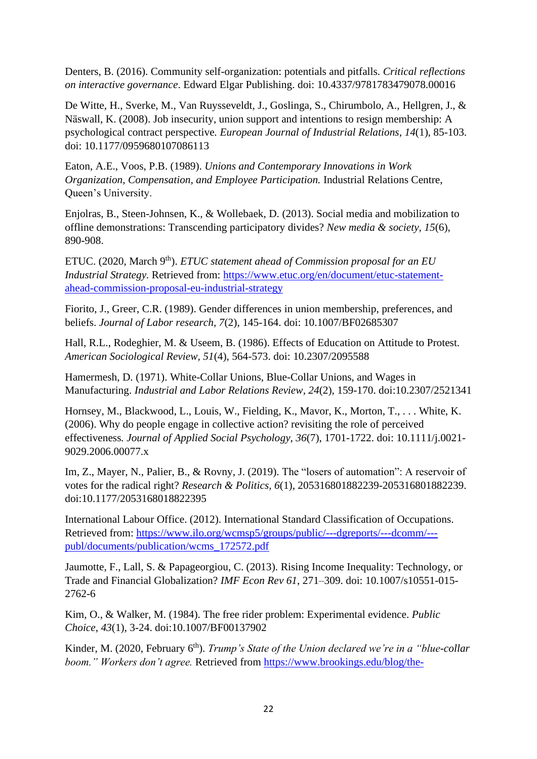Denters, B. (2016). Community self-organization: potentials and pitfalls. *Critical reflections on interactive governance*. Edward Elgar Publishing. doi: 10.4337/9781783479078.00016

De Witte, H., Sverke, M., Van Ruysseveldt, J., Goslinga, S., Chirumbolo, A., Hellgren, J., & Näswall, K. (2008). Job insecurity, union support and intentions to resign membership: A psychological contract perspective. *European Journal of Industrial Relations*, *14*(1), 85-103. doi: 10.1177/0959680107086113

Eaton, A.E., Voos, P.B. (1989). *Unions and Contemporary Innovations in Work Organization, Compensation, and Employee Participation.* Industrial Relations Centre, Queen's University.

Enjolras, B., Steen-Johnsen, K., & Wollebaek, D. (2013). Social media and mobilization to offline demonstrations: Transcending participatory divides? *New media & society, 15*(6), 890-908.

ETUC. (2020, March 9th). *ETUC statement ahead of Commission proposal for an EU Industrial Strategy*. Retrieved from: https://www.etuc.org/en/document/etuc-statement-ahead-commission-proposal-eu-industrial-strategy

Fiorito, J., Greer, C.R. (1989). Gender differences in union membership, preferences, and beliefs. *Journal of Labor research, 7*(2), 145-164. doi: 10.1007/BF02685307

Hall, R.L., Rodeghier, M. & Useem, B. (1986). Effects of Education on Attitude to Protest. *American Sociological Review, 51*(4), 564-573. doi: 10.2307/2095588

Hamermesh, D. (1971). White-Collar Unions, Blue-Collar Unions, and Wages in Manufacturing. *Industrial and Labor Relations Review*, *24*(2), 159-170. doi:10.2307/2521341

Hornsey, M., Blackwood, L., Louis, W., Fielding, K., Mavor, K., Morton, T., . . . White, K. (2006). Why do people engage in collective action? revisiting the role of perceived effectiveness. *Journal of Applied Social Psychology, 36*(7), 1701-1722. doi: 10.1111/j.0021-9029.2006.00077.x

Im, Z., Mayer, N., Palier, B., & Rovny, J. (2019). The "losers of automation": A reservoir of votes for the radical right? *Research & Politics, 6*(1), 205316801882239-205316801882239. doi:10.1177/2053168018822395

International Labour Office. (2012). International Standard Classification of Occupations. Retrieved from: https://www.ilo.org/wcmsp5/groups/public/---dgreports/---dcomm/---publ/documents/publication/wcms_172572.pdf

Jaumotte, F., Lall, S. & Papageorgiou, C. (2013). Rising Income Inequality: Technology, or Trade and Financial Globalization? *IMF Econ Rev 61*, 271–309. doi: 10.1007/s10551-015-2762-6

Kim, O., & Walker, M. (1984). The free rider problem: Experimental evidence. *Public Choice*, *43*(1), 3-24. doi:10.1007/BF00137902

Kinder, M. (2020, February 6th). *Trump's State of the Union declared we're in a "blue-collar boom." Workers don't agree.* Retrieved from https://www.brookings.edu/blog/the-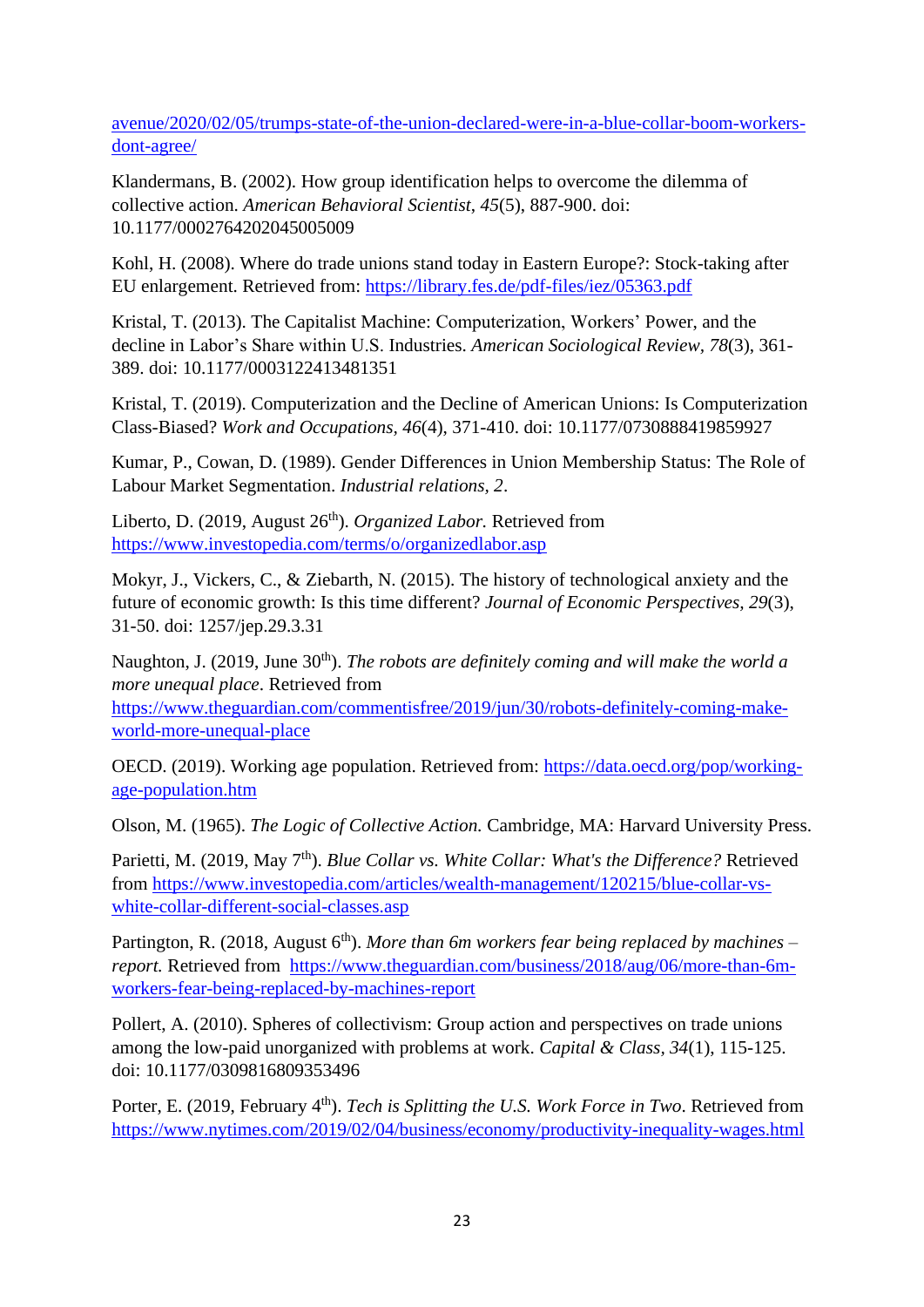avenue/2020/02/05/trumps-state-of-the-union-declared-were-in-a-blue-collar-boom-workers-dont-agree/

Klandermans, B. (2002). How group identification helps to overcome the dilemma of collective action. *American Behavioral Scientist*, *45*(5), 887-900. doi: 10.1177/0002764202045005009

Kohl, H. (2008). Where do trade unions stand today in Eastern Europe?: Stock-taking after EU enlargement. Retrieved from: https://library.fes.de/pdf-files/iez/05363.pdf

Kristal, T. (2013). The Capitalist Machine: Computerization, Workers' Power, and the decline in Labor's Share within U.S. Industries. *American Sociological Review, 78*(3), 361-389. doi: 10.1177/0003122413481351

Kristal, T. (2019). Computerization and the Decline of American Unions: Is Computerization Class-Biased? *Work and Occupations, 46*(4), 371-410. doi: 10.1177/0730888419859927

Kumar, P., Cowan, D. (1989). Gender Differences in Union Membership Status: The Role of Labour Market Segmentation. *Industrial relations, 2*.

Liberto, D. (2019, August 26th). *Organized Labor.* Retrieved from https://www.investopedia.com/terms/o/organizedlabor.asp

Mokyr, J., Vickers, C., & Ziebarth, N. (2015). The history of technological anxiety and the future of economic growth: Is this time different? *Journal of Economic Perspectives, 29*(3), 31-50. doi: 1257/jep.29.3.31

Naughton, J. (2019, June 30th). *The robots are definitely coming and will make the world a more unequal place*. Retrieved from https://www.theguardian.com/commentisfree/2019/jun/30/robots-definitely-coming-make-world-more-unequal-place

OECD. (2019). Working age population. Retrieved from: https://data.oecd.org/pop/working-age-population.htm

Olson, M. (1965). *The Logic of Collective Action.* Cambridge, MA: Harvard University Press.

Parietti, M. (2019, May 7th). *Blue Collar vs. White Collar: What's the Difference?* Retrieved from https://www.investopedia.com/articles/wealth-management/120215/blue-collar-vs-white-collar-different-social-classes.asp

Partington, R. (2018, August 6th). *More than 6m workers fear being replaced by machines – report.* Retrieved from https://www.theguardian.com/business/2018/aug/06/more-than-6m-workers-fear-being-replaced-by-machines-report

Pollert, A. (2010). Spheres of collectivism: Group action and perspectives on trade unions among the low-paid unorganized with problems at work. *Capital & Class, 34*(1), 115-125. doi: 10.1177/0309816809353496

Porter, E. (2019, February 4th). *Tech is Splitting the U.S. Work Force in Two*. Retrieved from https://www.nytimes.com/2019/02/04/business/economy/productivity-inequality-wages.html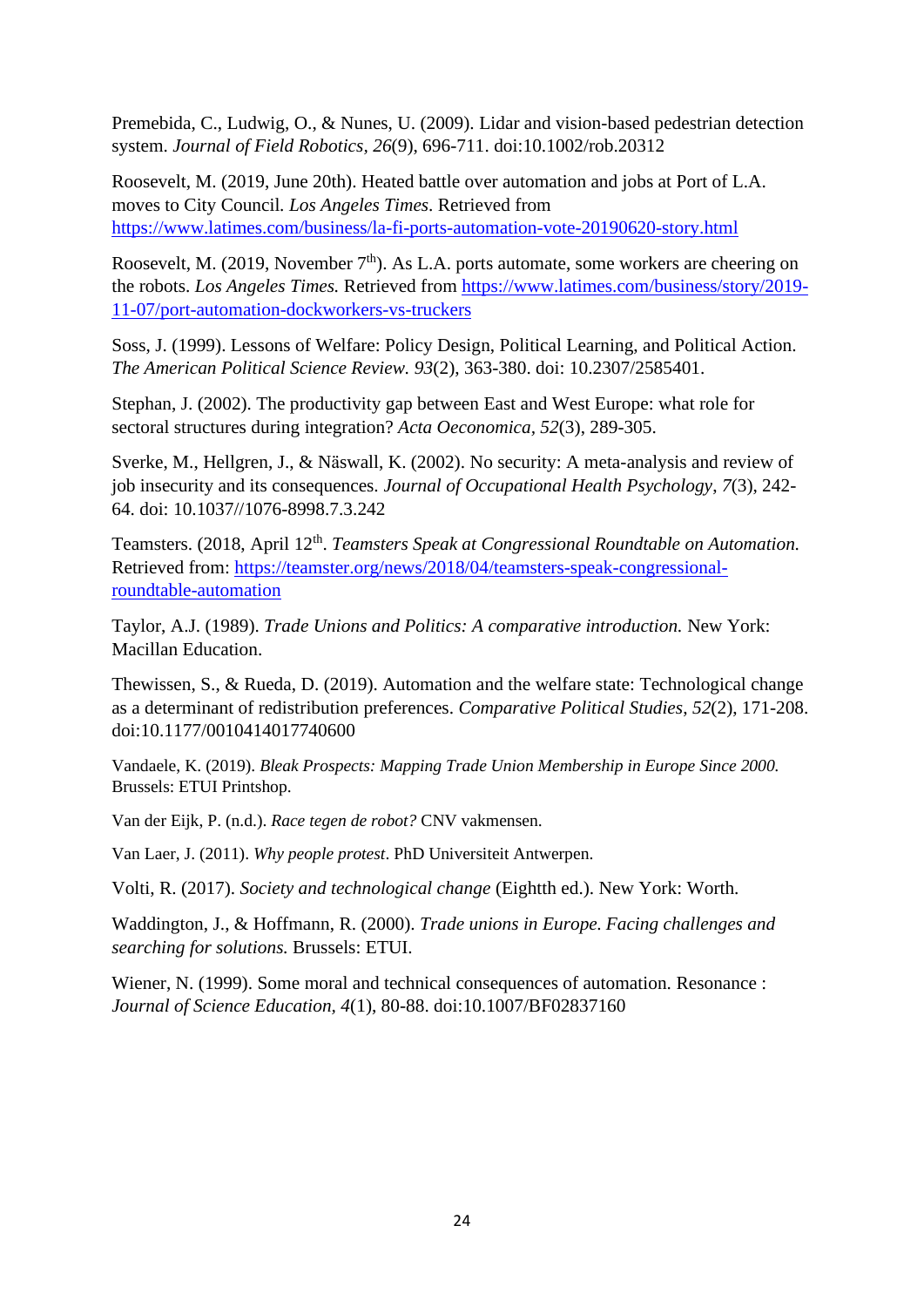Premebida, C., Ludwig, O., & Nunes, U. (2009). Lidar and vision-based pedestrian detection system. *Journal of Field Robotics*, *26*(9), 696-711. doi:10.1002/rob.20312

Roosevelt, M. (2019, June 20th). Heated battle over automation and jobs at Port of L.A. moves to City Council. *Los Angeles Times*. Retrieved from https://www.latimes.com/business/la-fi-ports-automation-vote-20190620-story.html

Roosevelt, M. (2019, November 7th). As L.A. ports automate, some workers are cheering on the robots. *Los Angeles Times.* Retrieved from https://www.latimes.com/business/story/2019-11-07/port-automation-dockworkers-vs-truckers

Soss, J. (1999). Lessons of Welfare: Policy Design, Political Learning, and Political Action. *The American Political Science Review. 93*(2), 363-380. doi: 10.2307/2585401.

Stephan, J. (2002). The productivity gap between East and West Europe: what role for sectoral structures during integration? *Acta Oeconomica, 52*(3), 289-305.

Sverke, M., Hellgren, J., & Näswall, K. (2002). No security: A meta-analysis and review of job insecurity and its consequences. *Journal of Occupational Health Psychology*, *7*(3), 242-64. doi: 10.1037//1076-8998.7.3.242

Teamsters. (2018, April 12th. *Teamsters Speak at Congressional Roundtable on Automation.* Retrieved from: https://teamster.org/news/2018/04/teamsters-speak-congressional-roundtable-automation

Taylor, A.J. (1989). *Trade Unions and Politics: A comparative introduction.* New York: Macillan Education.

Thewissen, S., & Rueda, D. (2019). Automation and the welfare state: Technological change as a determinant of redistribution preferences. *Comparative Political Studies*, *52*(2), 171-208. doi:10.1177/0010414017740600

Vandaele, K. (2019). *Bleak Prospects: Mapping Trade Union Membership in Europe Since 2000.* Brussels: ETUI Printshop.

Van der Eijk, P. (n.d.). *Race tegen de robot?* CNV vakmensen.

Van Laer, J. (2011). *Why people protest*. PhD Universiteit Antwerpen.

Volti, R. (2017). *Society and technological change* (Eightth ed.). New York: Worth.

Waddington, J., & Hoffmann, R. (2000). *Trade unions in Europe. Facing challenges and searching for solutions.* Brussels: ETUI.

Wiener, N. (1999). Some moral and technical consequences of automation. Resonance : *Journal of Science Education*, *4*(1), 80-88. doi:10.1007/BF02837160